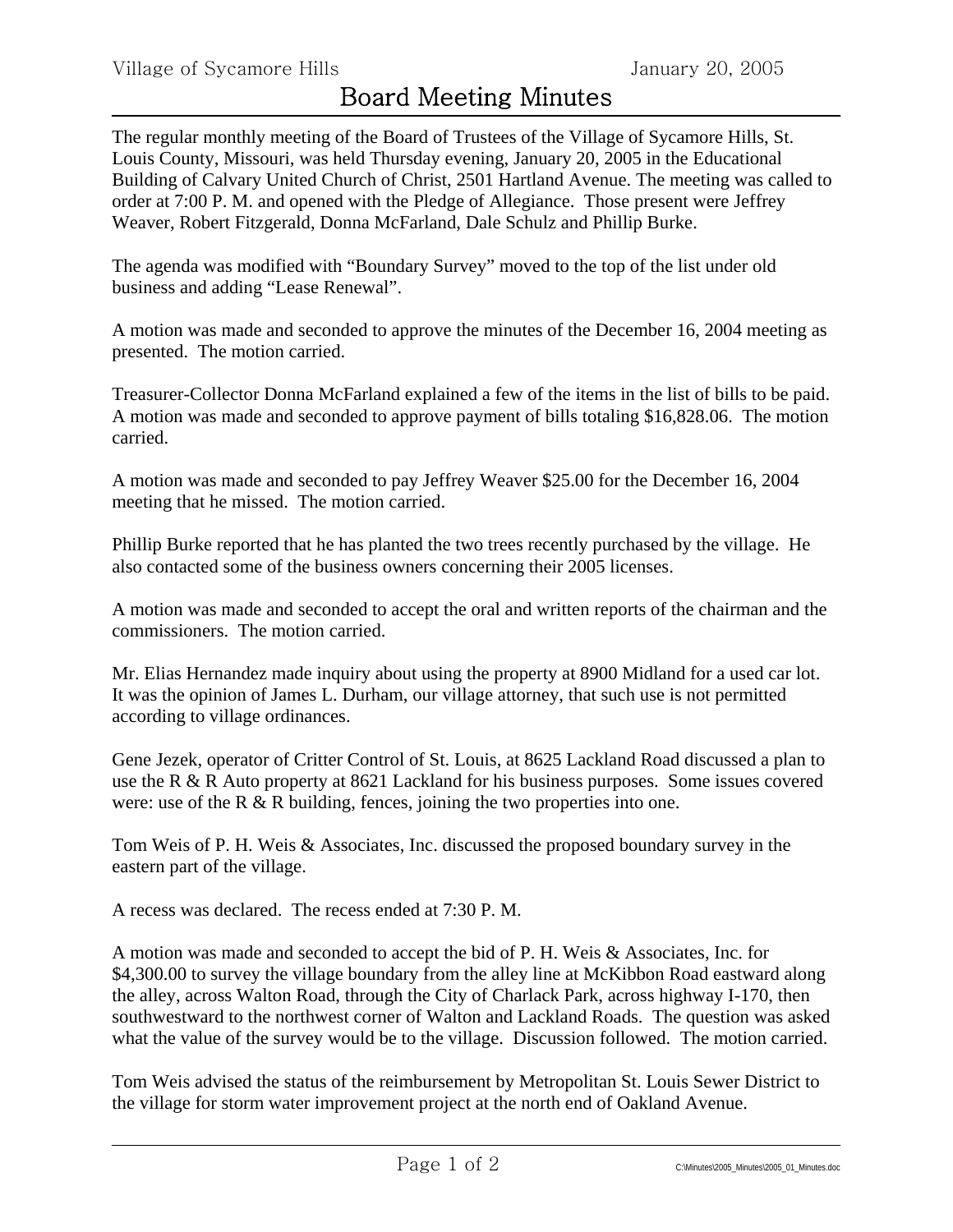Village of Sycamore Hills January 20, 2005

# Board Meeting Minutes

The regular monthly meeting of the Board of Trustees of the Village of Sycamore Hills, St. Louis County, Missouri, was held Thursday evening, January 20, 2005 in the Educational Building of Calvary United Church of Christ, 2501 Hartland Avenue. The meeting was called to order at 7:00 P. M. and opened with the Pledge of Allegiance. Those present were Jeffrey Weaver, Robert Fitzgerald, Donna McFarland, Dale Schulz and Phillip Burke.

The agenda was modified with "Boundary Survey" moved to the top of the list under old business and adding "Lease Renewal".

A motion was made and seconded to approve the minutes of the December 16, 2004 meeting as presented. The motion carried.

Treasurer-Collector Donna McFarland explained a few of the items in the list of bills to be paid. A motion was made and seconded to approve payment of bills totaling $16,828.06. The motion carried.

A motion was made and seconded to pay Jeffrey Weaver $25.00 for the December 16, 2004 meeting that he missed. The motion carried.

Phillip Burke reported that he has planted the two trees recently purchased by the village. He also contacted some of the business owners concerning their 2005 licenses.

A motion was made and seconded to accept the oral and written reports of the chairman and the commissioners. The motion carried.

Mr. Elias Hernandez made inquiry about using the property at 8900 Midland for a used car lot. It was the opinion of James L. Durham, our village attorney, that such use is not permitted according to village ordinances.

Gene Jezek, operator of Critter Control of St. Louis, at 8625 Lackland Road discussed a plan to use the R & R Auto property at 8621 Lackland for his business purposes. Some issues covered were: use of the R & R building, fences, joining the two properties into one.

Tom Weis of P. H. Weis & Associates, Inc. discussed the proposed boundary survey in the eastern part of the village.

A recess was declared. The recess ended at 7:30 P. M.

A motion was made and seconded to accept the bid of P. H. Weis & Associates, Inc. for $4,300.00 to survey the village boundary from the alley line at McKibbon Road eastward along the alley, across Walton Road, through the City of Charlack Park, across highway I-170, then southwestward to the northwest corner of Walton and Lackland Roads. The question was asked what the value of the survey would be to the village. Discussion followed. The motion carried.

Tom Weis advised the status of the reimbursement by Metropolitan St. Louis Sewer District to the village for storm water improvement project at the north end of Oakland Avenue.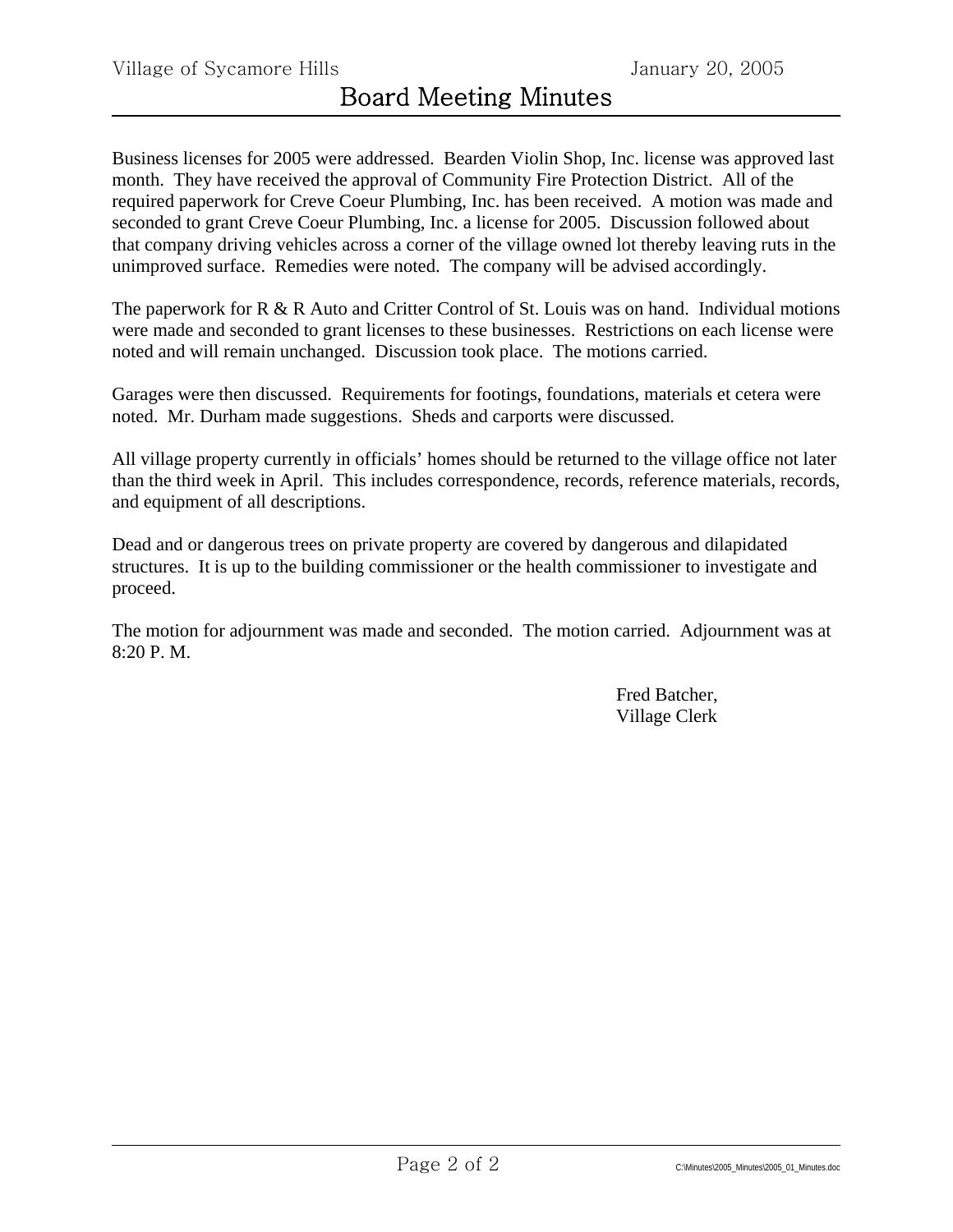Business licenses for 2005 were addressed. Bearden Violin Shop, Inc. license was approved last month. They have received the approval of Community Fire Protection District. All of the required paperwork for Creve Coeur Plumbing, Inc. has been received. A motion was made and seconded to grant Creve Coeur Plumbing, Inc. a license for 2005. Discussion followed about that company driving vehicles across a corner of the village owned lot thereby leaving ruts in the unimproved surface. Remedies were noted. The company will be advised accordingly.

The paperwork for R & R Auto and Critter Control of St. Louis was on hand. Individual motions were made and seconded to grant licenses to these businesses. Restrictions on each license were noted and will remain unchanged. Discussion took place. The motions carried.

Garages were then discussed. Requirements for footings, foundations, materials et cetera were noted. Mr. Durham made suggestions. Sheds and carports were discussed.

All village property currently in officials' homes should be returned to the village office not later than the third week in April. This includes correspondence, records, reference materials, records, and equipment of all descriptions.

Dead and or dangerous trees on private property are covered by dangerous and dilapidated structures. It is up to the building commissioner or the health commissioner to investigate and proceed.

The motion for adjournment was made and seconded. The motion carried. Adjournment was at 8:20 P. M.

Fred Batcher,
Village Clerk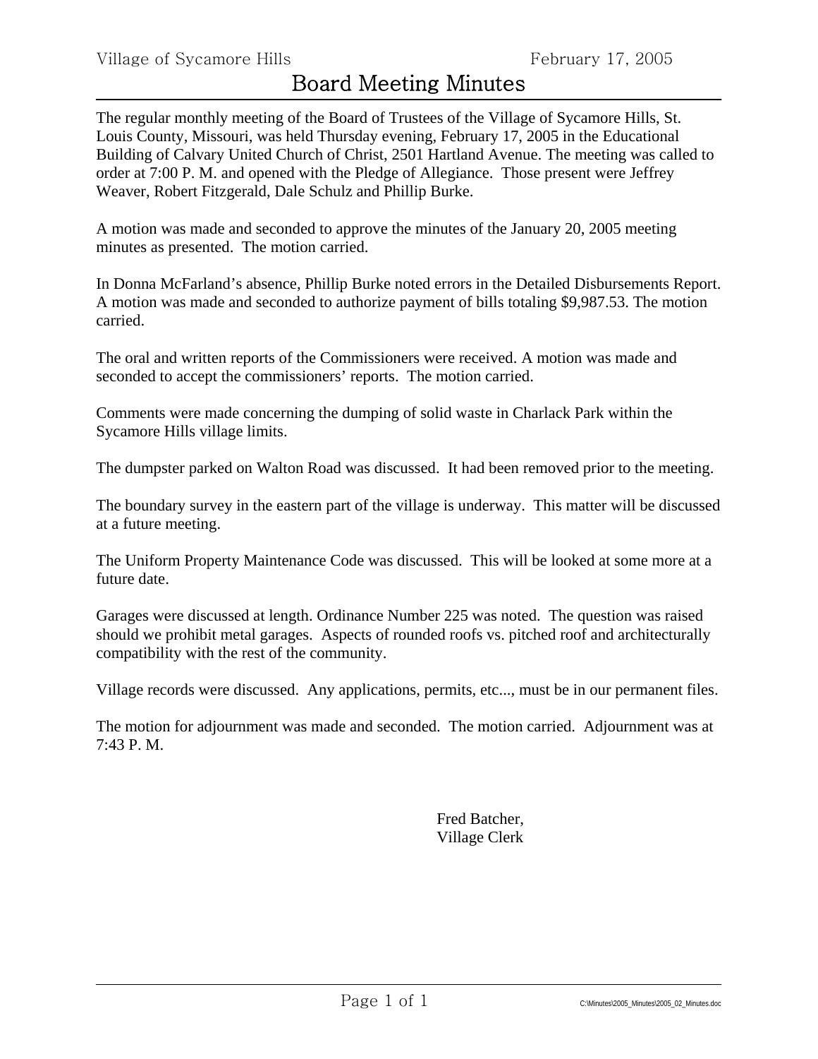Village of Sycamore Hills February 17, 2005

# Board Meeting Minutes

The regular monthly meeting of the Board of Trustees of the Village of Sycamore Hills, St. Louis County, Missouri, was held Thursday evening, February 17, 2005 in the Educational Building of Calvary United Church of Christ, 2501 Hartland Avenue. The meeting was called to order at 7:00 P. M. and opened with the Pledge of Allegiance. Those present were Jeffrey Weaver, Robert Fitzgerald, Dale Schulz and Phillip Burke.

A motion was made and seconded to approve the minutes of the January 20, 2005 meeting minutes as presented. The motion carried.

In Donna McFarland's absence, Phillip Burke noted errors in the Detailed Disbursements Report. A motion was made and seconded to authorize payment of bills totaling $9,987.53. The motion carried.

The oral and written reports of the Commissioners were received. A motion was made and seconded to accept the commissioners' reports. The motion carried.

Comments were made concerning the dumping of solid waste in Charlack Park within the Sycamore Hills village limits.

The dumpster parked on Walton Road was discussed. It had been removed prior to the meeting.

The boundary survey in the eastern part of the village is underway. This matter will be discussed at a future meeting.

The Uniform Property Maintenance Code was discussed. This will be looked at some more at a future date.

Garages were discussed at length. Ordinance Number 225 was noted. The question was raised should we prohibit metal garages. Aspects of rounded roofs vs. pitched roof and architecturally compatibility with the rest of the community.

Village records were discussed. Any applications, permits, etc..., must be in our permanent files.

The motion for adjournment was made and seconded. The motion carried. Adjournment was at 7:43 P. M.

Fred Batcher,
Village Clerk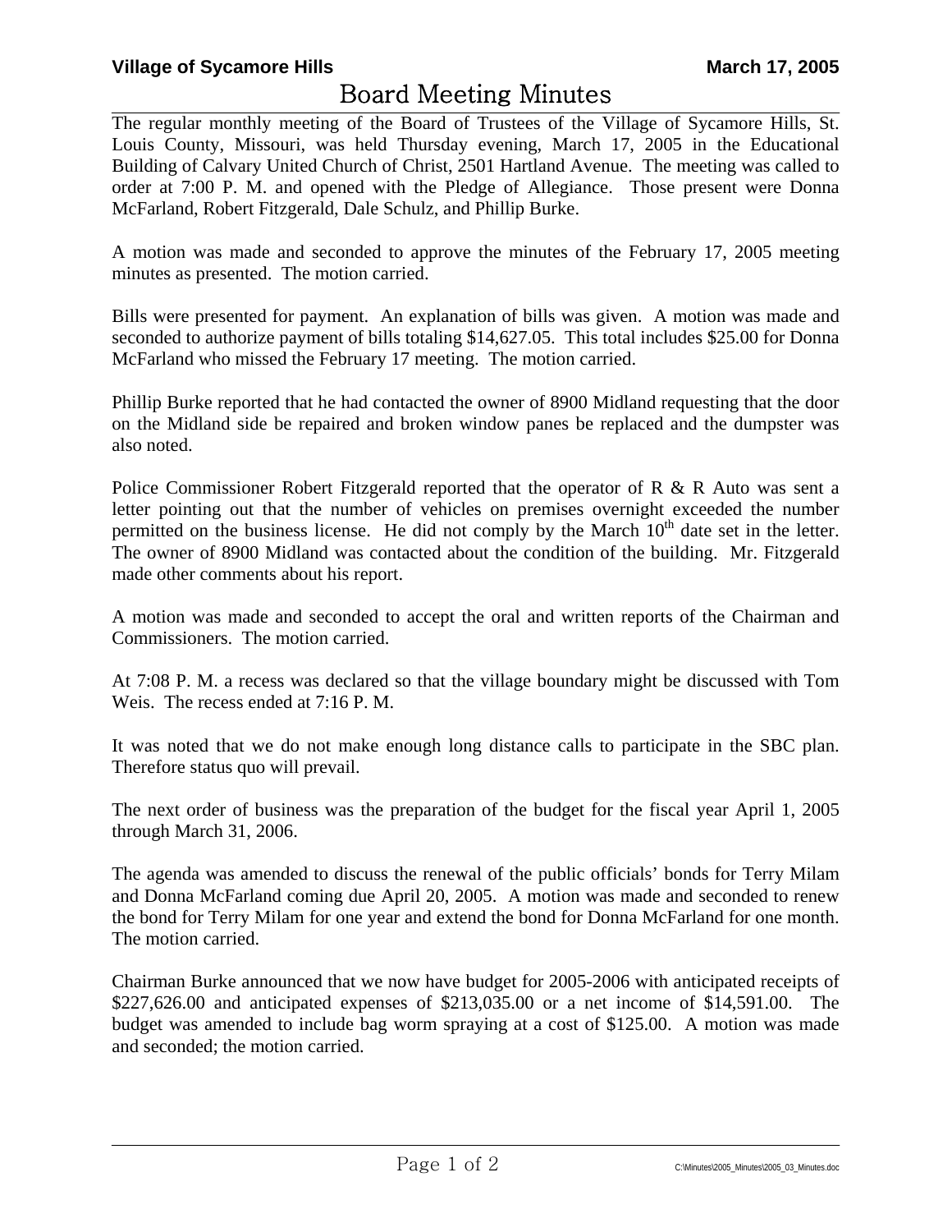**Village of Sycamore Hills** **March 17, 2005**

# Board Meeting Minutes

The regular monthly meeting of the Board of Trustees of the Village of Sycamore Hills, St. Louis County, Missouri, was held Thursday evening, March 17, 2005 in the Educational Building of Calvary United Church of Christ, 2501 Hartland Avenue. The meeting was called to order at 7:00 P. M. and opened with the Pledge of Allegiance. Those present were Donna McFarland, Robert Fitzgerald, Dale Schulz, and Phillip Burke.

A motion was made and seconded to approve the minutes of the February 17, 2005 meeting minutes as presented. The motion carried.

Bills were presented for payment. An explanation of bills was given. A motion was made and seconded to authorize payment of bills totaling $14,627.05. This total includes $25.00 for Donna McFarland who missed the February 17 meeting. The motion carried.

Phillip Burke reported that he had contacted the owner of 8900 Midland requesting that the door on the Midland side be repaired and broken window panes be replaced and the dumpster was also noted.

Police Commissioner Robert Fitzgerald reported that the operator of R & R Auto was sent a letter pointing out that the number of vehicles on premises overnight exceeded the number permitted on the business license. He did not comply by the March 10th date set in the letter. The owner of 8900 Midland was contacted about the condition of the building. Mr. Fitzgerald made other comments about his report.

A motion was made and seconded to accept the oral and written reports of the Chairman and Commissioners. The motion carried.

At 7:08 P. M. a recess was declared so that the village boundary might be discussed with Tom Weis. The recess ended at 7:16 P. M.

It was noted that we do not make enough long distance calls to participate in the SBC plan. Therefore status quo will prevail.

The next order of business was the preparation of the budget for the fiscal year April 1, 2005 through March 31, 2006.

The agenda was amended to discuss the renewal of the public officials' bonds for Terry Milam and Donna McFarland coming due April 20, 2005. A motion was made and seconded to renew the bond for Terry Milam for one year and extend the bond for Donna McFarland for one month. The motion carried.

Chairman Burke announced that we now have budget for 2005-2006 with anticipated receipts of $227,626.00 and anticipated expenses of $213,035.00 or a net income of $14,591.00. The budget was amended to include bag worm spraying at a cost of $125.00. A motion was made and seconded; the motion carried.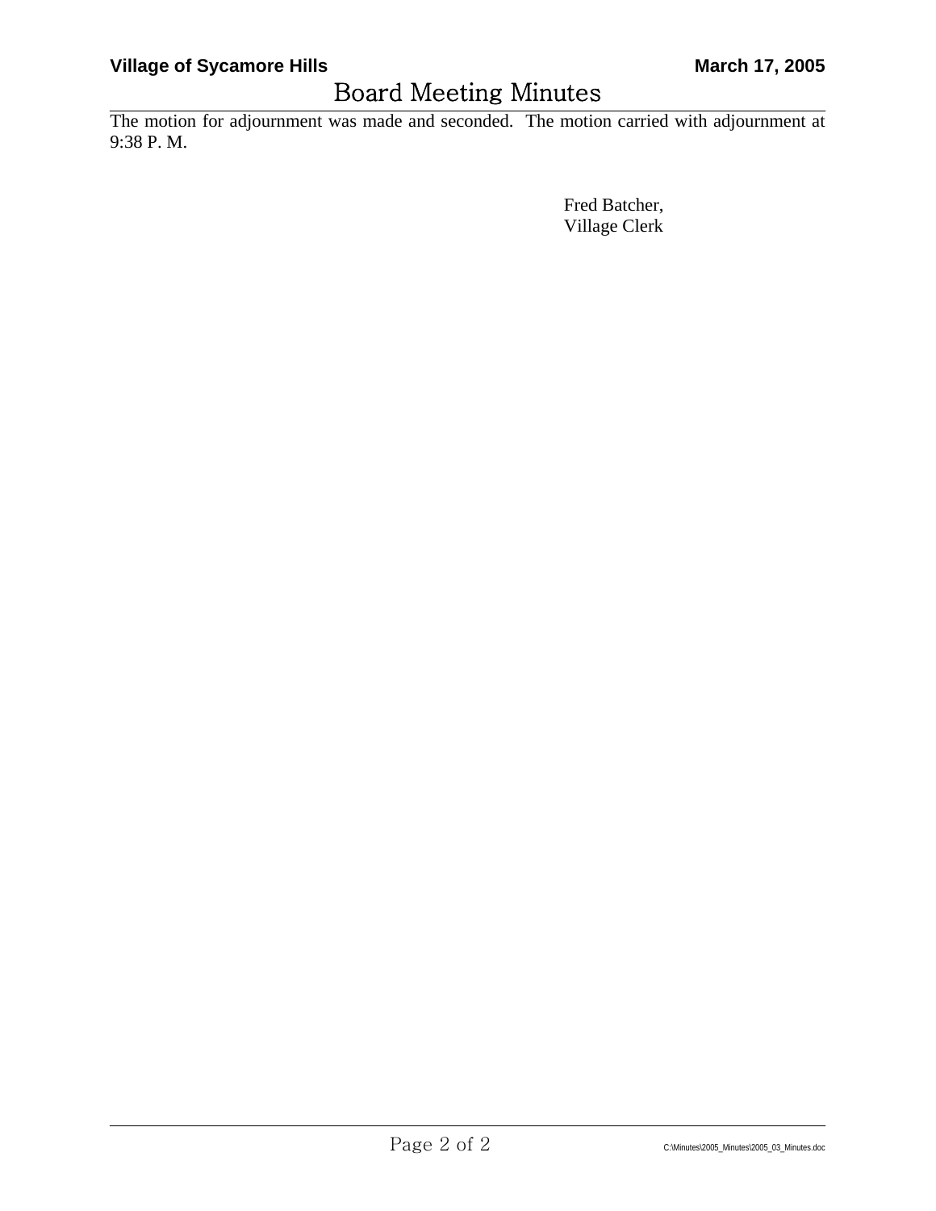The motion for adjournment was made and seconded. The motion carried with adjournment at 9:38 P. M.

Fred Batcher,
Village Clerk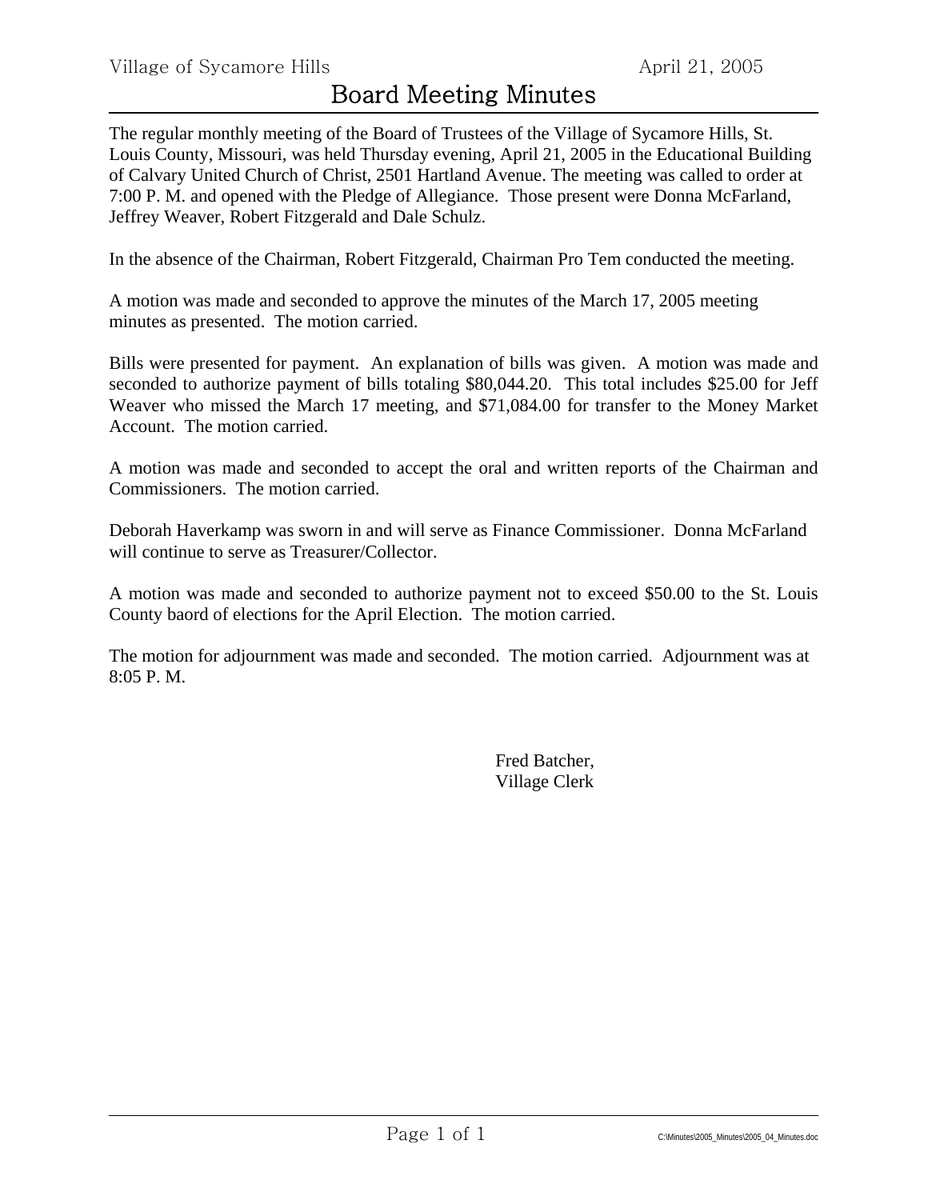Village of Sycamore Hills April 21, 2005

# Board Meeting Minutes

The regular monthly meeting of the Board of Trustees of the Village of Sycamore Hills, St. Louis County, Missouri, was held Thursday evening, April 21, 2005 in the Educational Building of Calvary United Church of Christ, 2501 Hartland Avenue. The meeting was called to order at 7:00 P. M. and opened with the Pledge of Allegiance. Those present were Donna McFarland, Jeffrey Weaver, Robert Fitzgerald and Dale Schulz.

In the absence of the Chairman, Robert Fitzgerald, Chairman Pro Tem conducted the meeting.

A motion was made and seconded to approve the minutes of the March 17, 2005 meeting minutes as presented. The motion carried.

Bills were presented for payment. An explanation of bills was given. A motion was made and seconded to authorize payment of bills totaling $80,044.20. This total includes $25.00 for Jeff Weaver who missed the March 17 meeting, and $71,084.00 for transfer to the Money Market Account. The motion carried.

A motion was made and seconded to accept the oral and written reports of the Chairman and Commissioners. The motion carried.

Deborah Haverkamp was sworn in and will serve as Finance Commissioner. Donna McFarland will continue to serve as Treasurer/Collector.

A motion was made and seconded to authorize payment not to exceed $50.00 to the St. Louis County baord of elections for the April Election. The motion carried.

The motion for adjournment was made and seconded. The motion carried. Adjournment was at 8:05 P. M.

Fred Batcher,
Village Clerk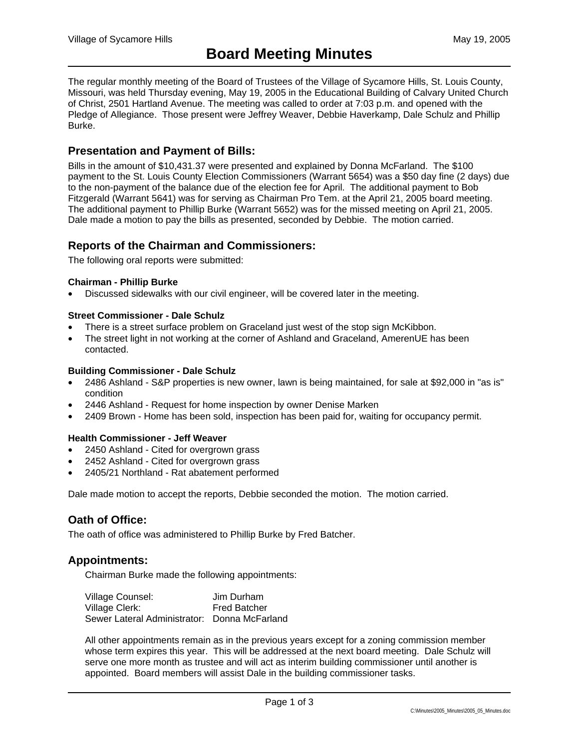Village of Sycamore Hills May 19, 2005

# Board Meeting Minutes

The regular monthly meeting of the Board of Trustees of the Village of Sycamore Hills, St. Louis County, Missouri, was held Thursday evening, May 19, 2005 in the Educational Building of Calvary United Church of Christ, 2501 Hartland Avenue. The meeting was called to order at 7:03 p.m. and opened with the Pledge of Allegiance. Those present were Jeffrey Weaver, Debbie Haverkamp, Dale Schulz and Phillip Burke.

## Presentation and Payment of Bills:

Bills in the amount of $10,431.37 were presented and explained by Donna McFarland. The $100 payment to the St. Louis County Election Commissioners (Warrant 5654) was a $50 day fine (2 days) due to the non-payment of the balance due of the election fee for April. The additional payment to Bob Fitzgerald (Warrant 5641) was for serving as Chairman Pro Tem. at the April 21, 2005 board meeting. The additional payment to Phillip Burke (Warrant 5652) was for the missed meeting on April 21, 2005. Dale made a motion to pay the bills as presented, seconded by Debbie. The motion carried.

## Reports of the Chairman and Commissioners:

The following oral reports were submitted:

**Chairman - Phillip Burke**

- Discussed sidewalks with our civil engineer, will be covered later in the meeting.

**Street Commissioner - Dale Schulz**

- There is a street surface problem on Graceland just west of the stop sign McKibbon.
- The street light in not working at the corner of Ashland and Graceland, AmerenUE has been contacted.

**Building Commissioner - Dale Schulz**

- 2486 Ashland - S&P properties is new owner, lawn is being maintained, for sale at $92,000 in "as is" condition
- 2446 Ashland - Request for home inspection by owner Denise Marken
- 2409 Brown - Home has been sold, inspection has been paid for, waiting for occupancy permit.

**Health Commissioner - Jeff Weaver**

- 2450 Ashland - Cited for overgrown grass
- 2452 Ashland - Cited for overgrown grass
- 2405/21 Northland - Rat abatement performed

Dale made motion to accept the reports, Debbie seconded the motion. The motion carried.

## Oath of Office:

The oath of office was administered to Phillip Burke by Fred Batcher.

## Appointments:

Chairman Burke made the following appointments:

Village Counsel: Jim Durham
Village Clerk: Fred Batcher
Sewer Lateral Administrator: Donna McFarland

All other appointments remain as in the previous years except for a zoning commission member whose term expires this year. This will be addressed at the next board meeting. Dale Schulz will serve one more month as trustee and will act as interim building commissioner until another is appointed. Board members will assist Dale in the building commissioner tasks.

C:\Minutes\2005_Minutes\2005_05_Minutes.doc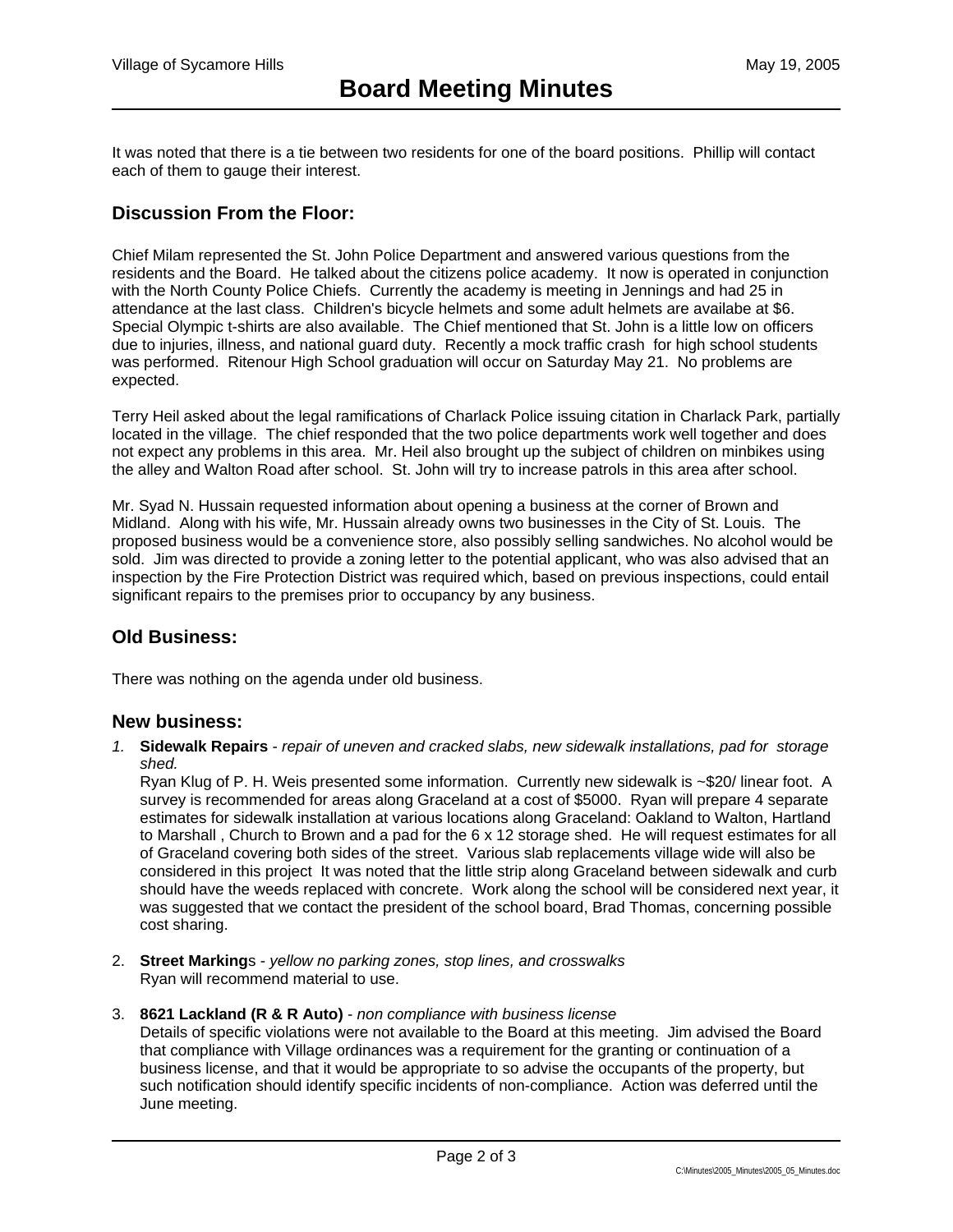It was noted that there is a tie between two residents for one of the board positions. Phillip will contact each of them to gauge their interest.

## Discussion From the Floor:

Chief Milam represented the St. John Police Department and answered various questions from the residents and the Board. He talked about the citizens police academy. It now is operated in conjunction with the North County Police Chiefs. Currently the academy is meeting in Jennings and had 25 in attendance at the last class. Children's bicycle helmets and some adult helmets are availabe at $6. Special Olympic t-shirts are also available. The Chief mentioned that St. John is a little low on officers due to injuries, illness, and national guard duty. Recently a mock traffic crash for high school students was performed. Ritenour High School graduation will occur on Saturday May 21. No problems are expected.

Terry Heil asked about the legal ramifications of Charlack Police issuing citation in Charlack Park, partially located in the village. The chief responded that the two police departments work well together and does not expect any problems in this area. Mr. Heil also brought up the subject of children on minbikes using the alley and Walton Road after school. St. John will try to increase patrols in this area after school.

Mr. Syad N. Hussain requested information about opening a business at the corner of Brown and Midland. Along with his wife, Mr. Hussain already owns two businesses in the City of St. Louis. The proposed business would be a convenience store, also possibly selling sandwiches. No alcohol would be sold. Jim was directed to provide a zoning letter to the potential applicant, who was also advised that an inspection by the Fire Protection District was required which, based on previous inspections, could entail significant repairs to the premises prior to occupancy by any business.

## Old Business:

There was nothing on the agenda under old business.

## New business:

1. **Sidewalk Repairs** - *repair of uneven and cracked slabs, new sidewalk installations, pad for storage shed.*
   Ryan Klug of P. H. Weis presented some information. Currently new sidewalk is ~$20/ linear foot. A survey is recommended for areas along Graceland at a cost of $5000. Ryan will prepare 4 separate estimates for sidewalk installation at various locations along Graceland: Oakland to Walton, Hartland to Marshall , Church to Brown and a pad for the 6 x 12 storage shed. He will request estimates for all of Graceland covering both sides of the street. Various slab replacements village wide will also be considered in this project It was noted that the little strip along Graceland between sidewalk and curb should have the weeds replaced with concrete. Work along the school will be considered next year, it was suggested that we contact the president of the school board, Brad Thomas, concerning possible cost sharing.

2. **Street Marking**s - *yellow no parking zones, stop lines, and crosswalks*
   Ryan will recommend material to use.

3. **8621 Lackland (R & R Auto)** - *non compliance with business license*
   Details of specific violations were not available to the Board at this meeting. Jim advised the Board that compliance with Village ordinances was a requirement for the granting or continuation of a business license, and that it would be appropriate to so advise the occupants of the property, but such notification should identify specific incidents of non-compliance. Action was deferred until the June meeting.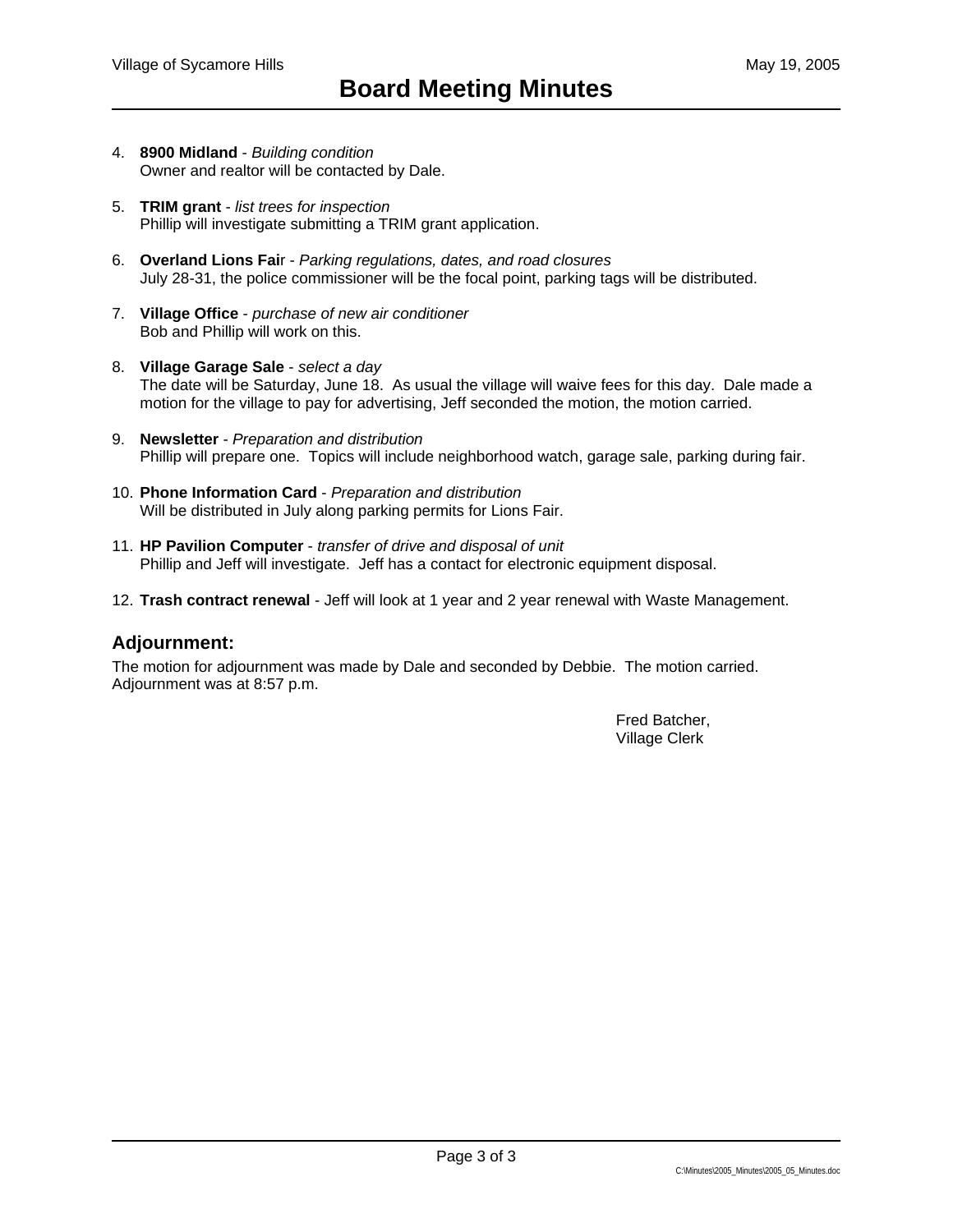4. **8900 Midland** - *Building condition*
   Owner and realtor will be contacted by Dale.

5. **TRIM grant** - *list trees for inspection*
   Phillip will investigate submitting a TRIM grant application.

6. **Overland Lions Fai**r - *Parking regulations, dates, and road closures*
   July 28-31, the police commissioner will be the focal point, parking tags will be distributed.

7. **Village Office** - *purchase of new air conditioner*
   Bob and Phillip will work on this.

8. **Village Garage Sale** - *select a day*
   The date will be Saturday, June 18. As usual the village will waive fees for this day. Dale made a motion for the village to pay for advertising, Jeff seconded the motion, the motion carried.

9. **Newsletter** - *Preparation and distribution*
   Phillip will prepare one. Topics will include neighborhood watch, garage sale, parking during fair.

10. **Phone Information Card** - *Preparation and distribution*
    Will be distributed in July along parking permits for Lions Fair.

11. **HP Pavilion Computer** - *transfer of drive and disposal of unit*
    Phillip and Jeff will investigate. Jeff has a contact for electronic equipment disposal.

12. **Trash contract renewal** - Jeff will look at 1 year and 2 year renewal with Waste Management.

## Adjournment:

The motion for adjournment was made by Dale and seconded by Debbie. The motion carried.
Adjournment was at 8:57 p.m.

Fred Batcher,
Village Clerk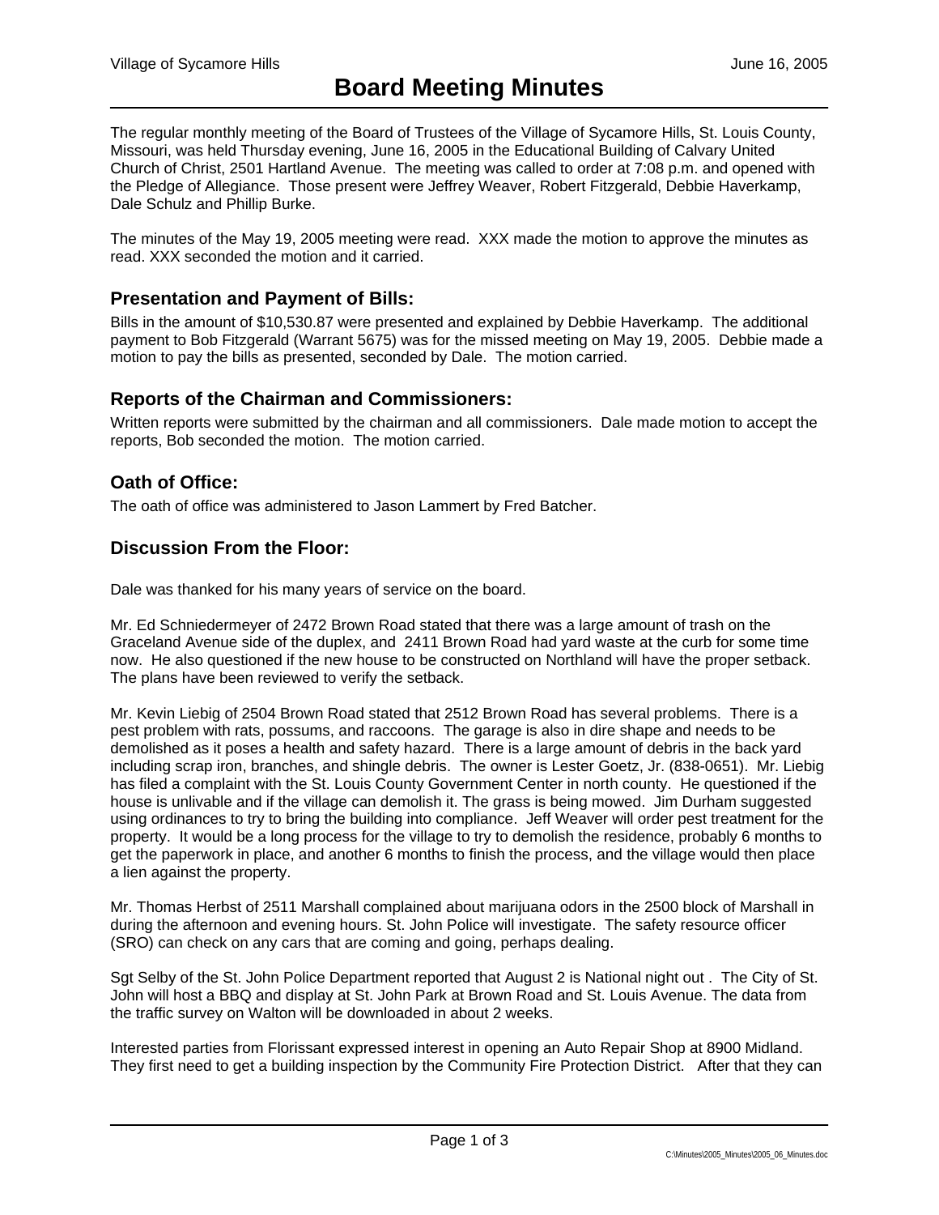# Board Meeting Minutes

The regular monthly meeting of the Board of Trustees of the Village of Sycamore Hills, St. Louis County, Missouri, was held Thursday evening, June 16, 2005 in the Educational Building of Calvary United Church of Christ, 2501 Hartland Avenue. The meeting was called to order at 7:08 p.m. and opened with the Pledge of Allegiance. Those present were Jeffrey Weaver, Robert Fitzgerald, Debbie Haverkamp, Dale Schulz and Phillip Burke.

The minutes of the May 19, 2005 meeting were read. XXX made the motion to approve the minutes as read. XXX seconded the motion and it carried.

## Presentation and Payment of Bills:

Bills in the amount of $10,530.87 were presented and explained by Debbie Haverkamp. The additional payment to Bob Fitzgerald (Warrant 5675) was for the missed meeting on May 19, 2005. Debbie made a motion to pay the bills as presented, seconded by Dale. The motion carried.

## Reports of the Chairman and Commissioners:

Written reports were submitted by the chairman and all commissioners. Dale made motion to accept the reports, Bob seconded the motion. The motion carried.

## Oath of Office:

The oath of office was administered to Jason Lammert by Fred Batcher.

## Discussion From the Floor:

Dale was thanked for his many years of service on the board.

Mr. Ed Schniedermeyer of 2472 Brown Road stated that there was a large amount of trash on the Graceland Avenue side of the duplex, and 2411 Brown Road had yard waste at the curb for some time now. He also questioned if the new house to be constructed on Northland will have the proper setback. The plans have been reviewed to verify the setback.

Mr. Kevin Liebig of 2504 Brown Road stated that 2512 Brown Road has several problems. There is a pest problem with rats, possums, and raccoons. The garage is also in dire shape and needs to be demolished as it poses a health and safety hazard. There is a large amount of debris in the back yard including scrap iron, branches, and shingle debris. The owner is Lester Goetz, Jr. (838-0651). Mr. Liebig has filed a complaint with the St. Louis County Government Center in north county. He questioned if the house is unlivable and if the village can demolish it. The grass is being mowed. Jim Durham suggested using ordinances to try to bring the building into compliance. Jeff Weaver will order pest treatment for the property. It would be a long process for the village to try to demolish the residence, probably 6 months to get the paperwork in place, and another 6 months to finish the process, and the village would then place a lien against the property.

Mr. Thomas Herbst of 2511 Marshall complained about marijuana odors in the 2500 block of Marshall in during the afternoon and evening hours. St. John Police will investigate. The safety resource officer (SRO) can check on any cars that are coming and going, perhaps dealing.

Sgt Selby of the St. John Police Department reported that August 2 is National night out . The City of St. John will host a BBQ and display at St. John Park at Brown Road and St. Louis Avenue. The data from the traffic survey on Walton will be downloaded in about 2 weeks.

Interested parties from Florissant expressed interest in opening an Auto Repair Shop at 8900 Midland. They first need to get a building inspection by the Community Fire Protection District. After that they can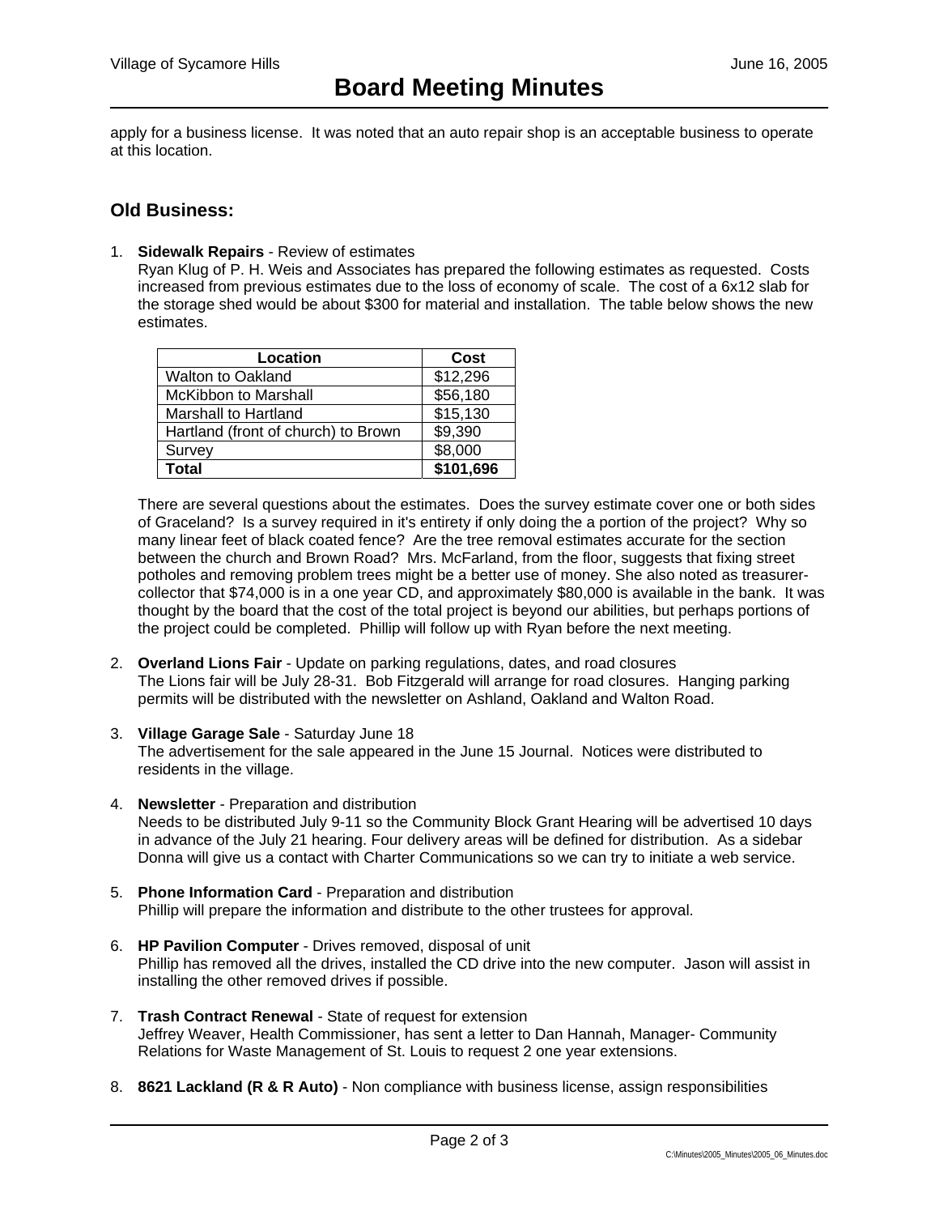apply for a business license. It was noted that an auto repair shop is an acceptable business to operate at this location.

## Old Business:

1. **Sidewalk Repairs** - Review of estimates
   Ryan Klug of P. H. Weis and Associates has prepared the following estimates as requested. Costs increased from previous estimates due to the loss of economy of scale. The cost of a 6x12 slab for the storage shed would be about $300 for material and installation. The table below shows the new estimates.

   | Location | Cost |
   |---|---|
   | Walton to Oakland | $12,296 |
   | McKibbon to Marshall | $56,180 |
   | Marshall to Hartland | $15,130 |
   | Hartland (front of church) to Brown | $9,390 |
   | Survey | $8,000 |
   | **Total** | **$101,696** |

   There are several questions about the estimates. Does the survey estimate cover one or both sides of Graceland? Is a survey required in it's entirety if only doing the a portion of the project? Why so many linear feet of black coated fence? Are the tree removal estimates accurate for the section between the church and Brown Road? Mrs. McFarland, from the floor, suggests that fixing street potholes and removing problem trees might be a better use of money. She also noted as treasurer-collector that $74,000 is in a one year CD, and approximately $80,000 is available in the bank. It was thought by the board that the cost of the total project is beyond our abilities, but perhaps portions of the project could be completed. Phillip will follow up with Ryan before the next meeting.

2. **Overland Lions Fair** - Update on parking regulations, dates, and road closures
   The Lions fair will be July 28-31. Bob Fitzgerald will arrange for road closures. Hanging parking permits will be distributed with the newsletter on Ashland, Oakland and Walton Road.

3. **Village Garage Sale** - Saturday June 18
   The advertisement for the sale appeared in the June 15 Journal. Notices were distributed to residents in the village.

4. **Newsletter** - Preparation and distribution
   Needs to be distributed July 9-11 so the Community Block Grant Hearing will be advertised 10 days in advance of the July 21 hearing. Four delivery areas will be defined for distribution. As a sidebar Donna will give us a contact with Charter Communications so we can try to initiate a web service.

5. **Phone Information Card** - Preparation and distribution
   Phillip will prepare the information and distribute to the other trustees for approval.

6. **HP Pavilion Computer** - Drives removed, disposal of unit
   Phillip has removed all the drives, installed the CD drive into the new computer. Jason will assist in installing the other removed drives if possible.

7. **Trash Contract Renewal** - State of request for extension
   Jeffrey Weaver, Health Commissioner, has sent a letter to Dan Hannah, Manager- Community Relations for Waste Management of St. Louis to request 2 one year extensions.

8. **8621 Lackland (R & R Auto)** - Non compliance with business license, assign responsibilities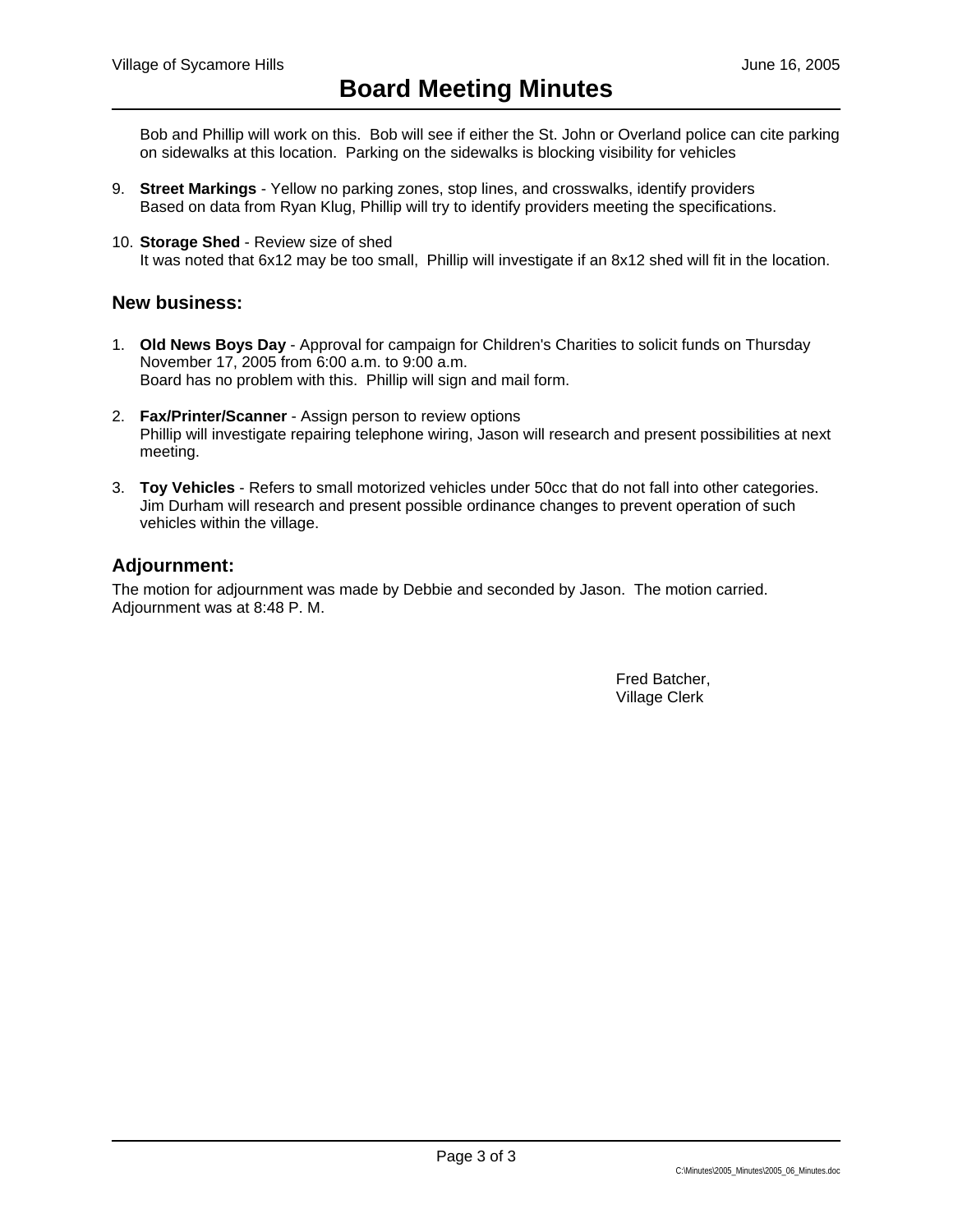Bob and Phillip will work on this. Bob will see if either the St. John or Overland police can cite parking on sidewalks at this location. Parking on the sidewalks is blocking visibility for vehicles

9. **Street Markings** - Yellow no parking zones, stop lines, and crosswalks, identify providers
   Based on data from Ryan Klug, Phillip will try to identify providers meeting the specifications.

10. **Storage Shed** - Review size of shed
    It was noted that 6x12 may be too small, Phillip will investigate if an 8x12 shed will fit in the location.

## New business:

1. **Old News Boys Day** - Approval for campaign for Children's Charities to solicit funds on Thursday November 17, 2005 from 6:00 a.m. to 9:00 a.m.
   Board has no problem with this. Phillip will sign and mail form.

2. **Fax/Printer/Scanner** - Assign person to review options
   Phillip will investigate repairing telephone wiring, Jason will research and present possibilities at next meeting.

3. **Toy Vehicles** - Refers to small motorized vehicles under 50cc that do not fall into other categories.
   Jim Durham will research and present possible ordinance changes to prevent operation of such vehicles within the village.

## Adjournment:

The motion for adjournment was made by Debbie and seconded by Jason. The motion carried.
Adjournment was at 8:48 P. M.

Fred Batcher,
Village Clerk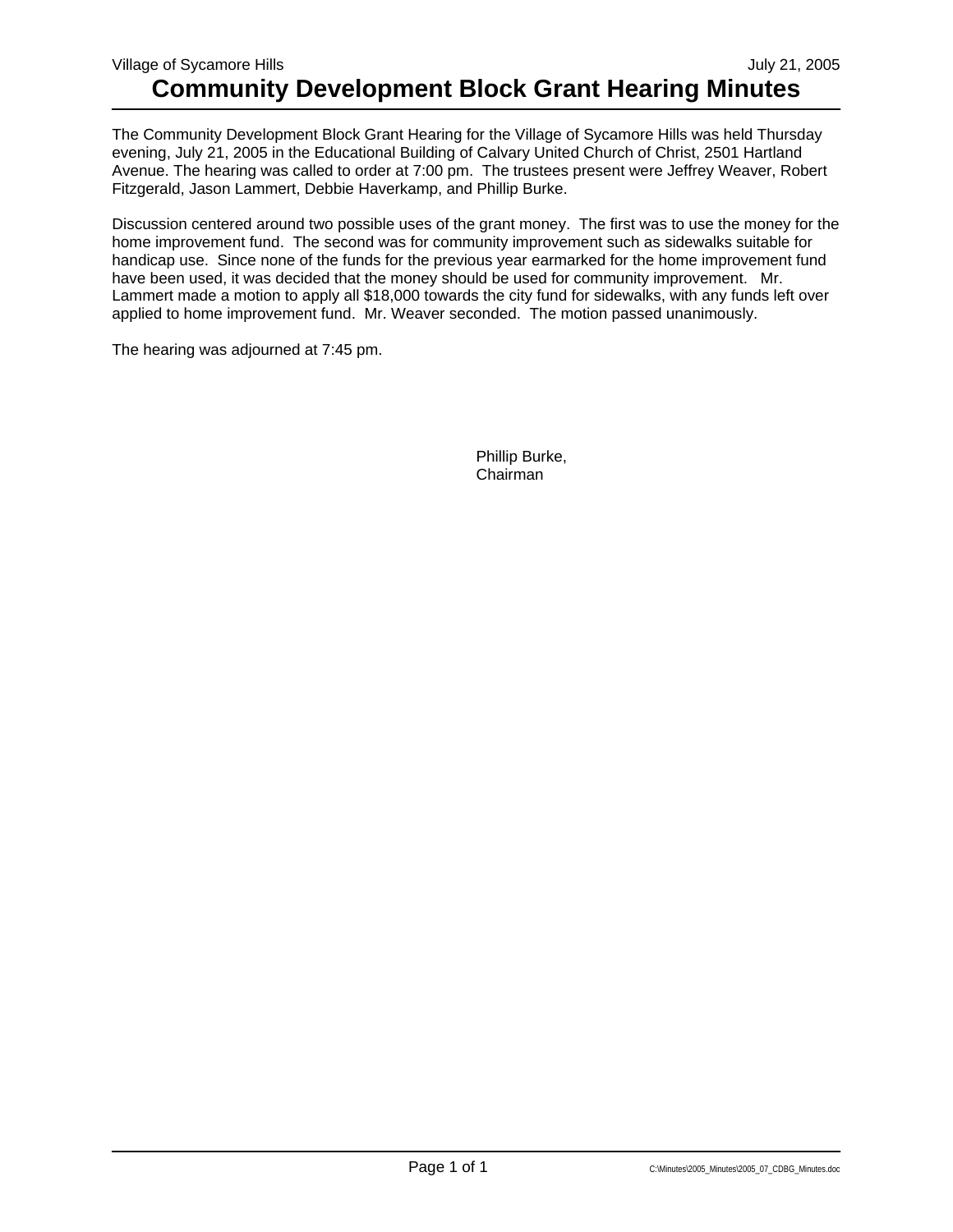Village of Sycamore Hills July 21, 2005

# Community Development Block Grant Hearing Minutes

The Community Development Block Grant Hearing for the Village of Sycamore Hills was held Thursday evening, July 21, 2005 in the Educational Building of Calvary United Church of Christ, 2501 Hartland Avenue. The hearing was called to order at 7:00 pm. The trustees present were Jeffrey Weaver, Robert Fitzgerald, Jason Lammert, Debbie Haverkamp, and Phillip Burke.

Discussion centered around two possible uses of the grant money. The first was to use the money for the home improvement fund. The second was for community improvement such as sidewalks suitable for handicap use. Since none of the funds for the previous year earmarked for the home improvement fund have been used, it was decided that the money should be used for community improvement. Mr. Lammert made a motion to apply all $18,000 towards the city fund for sidewalks, with any funds left over applied to home improvement fund. Mr. Weaver seconded. The motion passed unanimously.

The hearing was adjourned at 7:45 pm.

Phillip Burke,
Chairman

C:\Minutes\2005_Minutes\2005_07_CDBG_Minutes.doc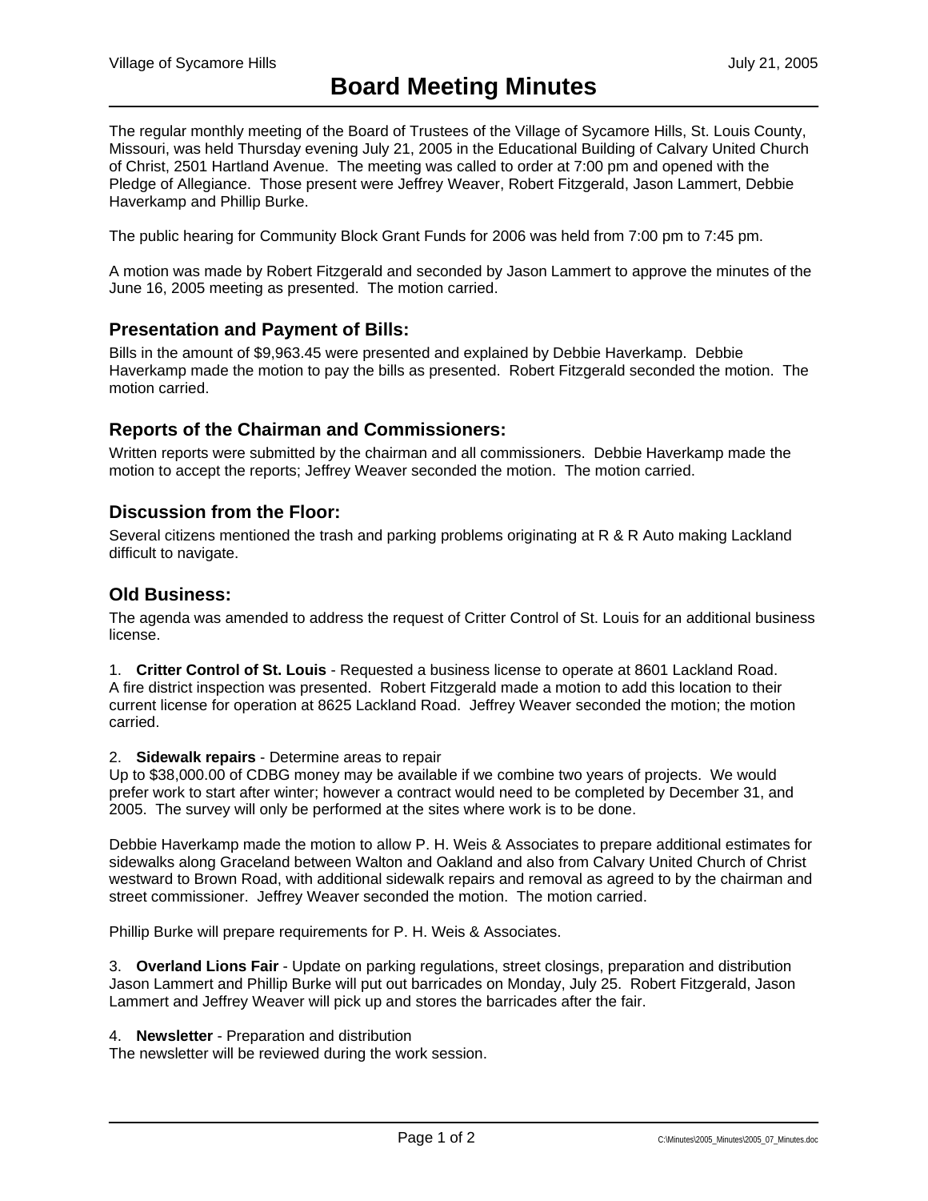Village of Sycamore Hills July 21, 2005

# Board Meeting Minutes

The regular monthly meeting of the Board of Trustees of the Village of Sycamore Hills, St. Louis County, Missouri, was held Thursday evening July 21, 2005 in the Educational Building of Calvary United Church of Christ, 2501 Hartland Avenue. The meeting was called to order at 7:00 pm and opened with the Pledge of Allegiance. Those present were Jeffrey Weaver, Robert Fitzgerald, Jason Lammert, Debbie Haverkamp and Phillip Burke.

The public hearing for Community Block Grant Funds for 2006 was held from 7:00 pm to 7:45 pm.

A motion was made by Robert Fitzgerald and seconded by Jason Lammert to approve the minutes of the June 16, 2005 meeting as presented. The motion carried.

## Presentation and Payment of Bills:

Bills in the amount of $9,963.45 were presented and explained by Debbie Haverkamp. Debbie Haverkamp made the motion to pay the bills as presented. Robert Fitzgerald seconded the motion. The motion carried.

## Reports of the Chairman and Commissioners:

Written reports were submitted by the chairman and all commissioners. Debbie Haverkamp made the motion to accept the reports; Jeffrey Weaver seconded the motion. The motion carried.

## Discussion from the Floor:

Several citizens mentioned the trash and parking problems originating at R & R Auto making Lackland difficult to navigate.

## Old Business:

The agenda was amended to address the request of Critter Control of St. Louis for an additional business license.

1. **Critter Control of St. Louis** - Requested a business license to operate at 8601 Lackland Road. A fire district inspection was presented. Robert Fitzgerald made a motion to add this location to their current license for operation at 8625 Lackland Road. Jeffrey Weaver seconded the motion; the motion carried.

2. **Sidewalk repairs** - Determine areas to repair
Up to $38,000.00 of CDBG money may be available if we combine two years of projects. We would prefer work to start after winter; however a contract would need to be completed by December 31, and 2005. The survey will only be performed at the sites where work is to be done.

Debbie Haverkamp made the motion to allow P. H. Weis & Associates to prepare additional estimates for sidewalks along Graceland between Walton and Oakland and also from Calvary United Church of Christ westward to Brown Road, with additional sidewalk repairs and removal as agreed to by the chairman and street commissioner. Jeffrey Weaver seconded the motion. The motion carried.

Phillip Burke will prepare requirements for P. H. Weis & Associates.

3. **Overland Lions Fair** - Update on parking regulations, street closings, preparation and distribution
Jason Lammert and Phillip Burke will put out barricades on Monday, July 25. Robert Fitzgerald, Jason Lammert and Jeffrey Weaver will pick up and stores the barricades after the fair.

4. **Newsletter** - Preparation and distribution
The newsletter will be reviewed during the work session.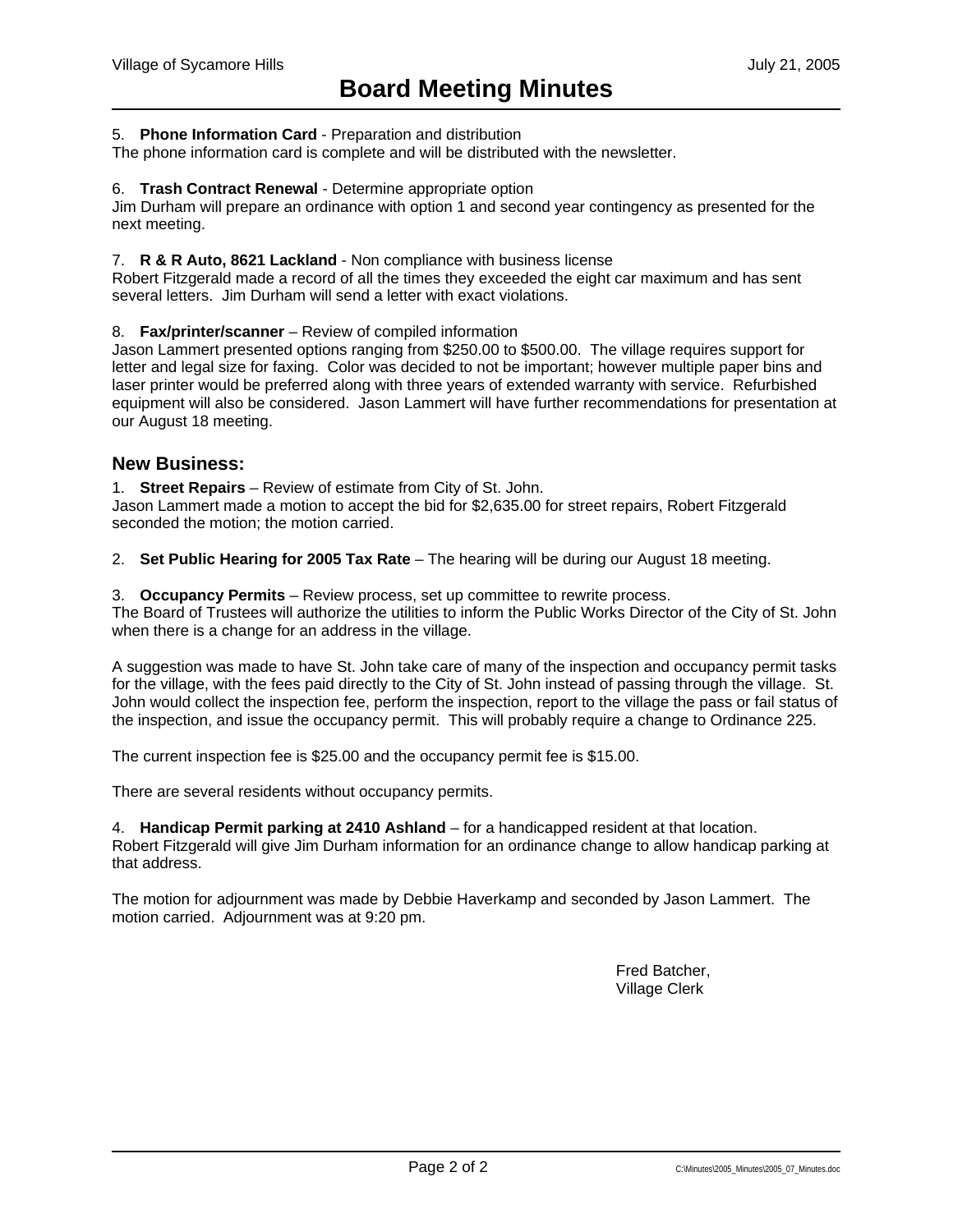# Board Meeting Minutes

5. **Phone Information Card** - Preparation and distribution
The phone information card is complete and will be distributed with the newsletter.

6. **Trash Contract Renewal** - Determine appropriate option
Jim Durham will prepare an ordinance with option 1 and second year contingency as presented for the next meeting.

7. **R & R Auto, 8621 Lackland** - Non compliance with business license
Robert Fitzgerald made a record of all the times they exceeded the eight car maximum and has sent several letters. Jim Durham will send a letter with exact violations.

8. **Fax/printer/scanner** – Review of compiled information
Jason Lammert presented options ranging from $250.00 to $500.00. The village requires support for letter and legal size for faxing. Color was decided to not be important; however multiple paper bins and laser printer would be preferred along with three years of extended warranty with service. Refurbished equipment will also be considered. Jason Lammert will have further recommendations for presentation at our August 18 meeting.

## New Business:

1. **Street Repairs** – Review of estimate from City of St. John.
Jason Lammert made a motion to accept the bid for $2,635.00 for street repairs, Robert Fitzgerald seconded the motion; the motion carried.

2. **Set Public Hearing for 2005 Tax Rate** – The hearing will be during our August 18 meeting.

3. **Occupancy Permits** – Review process, set up committee to rewrite process.
The Board of Trustees will authorize the utilities to inform the Public Works Director of the City of St. John when there is a change for an address in the village.

A suggestion was made to have St. John take care of many of the inspection and occupancy permit tasks for the village, with the fees paid directly to the City of St. John instead of passing through the village. St. John would collect the inspection fee, perform the inspection, report to the village the pass or fail status of the inspection, and issue the occupancy permit. This will probably require a change to Ordinance 225.

The current inspection fee is $25.00 and the occupancy permit fee is $15.00.

There are several residents without occupancy permits.

4. **Handicap Permit parking at 2410 Ashland** – for a handicapped resident at that location.
Robert Fitzgerald will give Jim Durham information for an ordinance change to allow handicap parking at that address.

The motion for adjournment was made by Debbie Haverkamp and seconded by Jason Lammert. The motion carried. Adjournment was at 9:20 pm.

Fred Batcher,
Village Clerk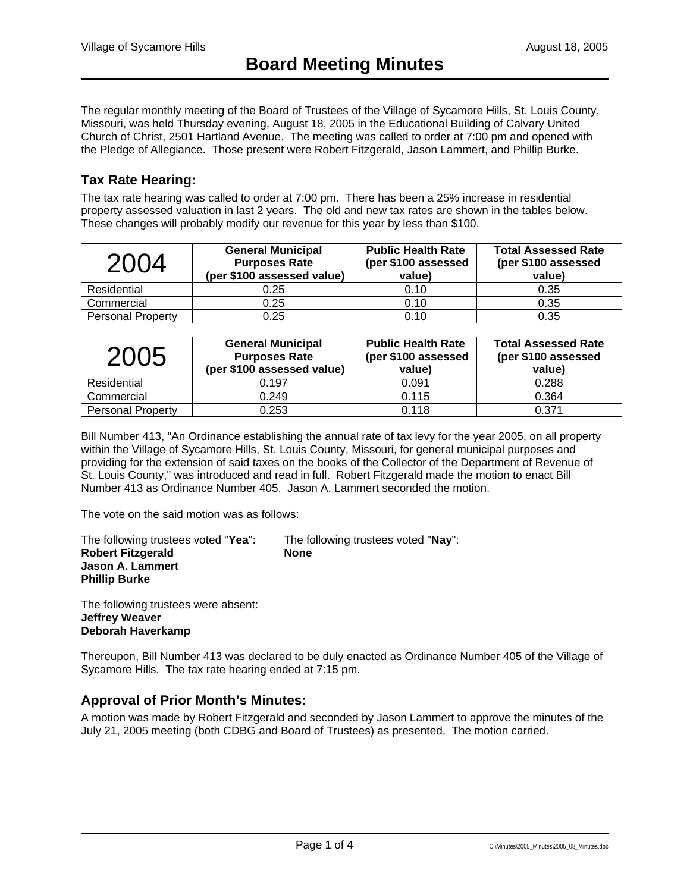# Board Meeting Minutes

The regular monthly meeting of the Board of Trustees of the Village of Sycamore Hills, St. Louis County, Missouri, was held Thursday evening, August 18, 2005 in the Educational Building of Calvary United Church of Christ, 2501 Hartland Avenue. The meeting was called to order at 7:00 pm and opened with the Pledge of Allegiance. Those present were Robert Fitzgerald, Jason Lammert, and Phillip Burke.

## Tax Rate Hearing:

The tax rate hearing was called to order at 7:00 pm. There has been a 25% increase in residential property assessed valuation in last 2 years. The old and new tax rates are shown in the tables below. These changes will probably modify our revenue for this year by less than $100.

| 2004 | General Municipal Purposes Rate (per $100 assessed value) | Public Health Rate (per $100 assessed value) | Total Assessed Rate (per $100 assessed value) |
|---|---|---|---|
| Residential | 0.25 | 0.10 | 0.35 |
| Commercial | 0.25 | 0.10 | 0.35 |
| Personal Property | 0.25 | 0.10 | 0.35 |

| 2005 | General Municipal Purposes Rate (per $100 assessed value) | Public Health Rate (per $100 assessed value) | Total Assessed Rate (per $100 assessed value) |
|---|---|---|---|
| Residential | 0.197 | 0.091 | 0.288 |
| Commercial | 0.249 | 0.115 | 0.364 |
| Personal Property | 0.253 | 0.118 | 0.371 |

Bill Number 413, "An Ordinance establishing the annual rate of tax levy for the year 2005, on all property within the Village of Sycamore Hills, St. Louis County, Missouri, for general municipal purposes and providing for the extension of said taxes on the books of the Collector of the Department of Revenue of St. Louis County," was introduced and read in full. Robert Fitzgerald made the motion to enact Bill Number 413 as Ordinance Number 405. Jason A. Lammert seconded the motion.

The vote on the said motion was as follows:

The following trustees voted "**Yea**":
**Robert Fitzgerald**
**Jason A. Lammert**
**Phillip Burke**

The following trustees voted "**Nay**":
**None**

The following trustees were absent:
**Jeffrey Weaver**
**Deborah Haverkamp**

Thereupon, Bill Number 413 was declared to be duly enacted as Ordinance Number 405 of the Village of Sycamore Hills. The tax rate hearing ended at 7:15 pm.

## Approval of Prior Month's Minutes:

A motion was made by Robert Fitzgerald and seconded by Jason Lammert to approve the minutes of the July 21, 2005 meeting (both CDBG and Board of Trustees) as presented. The motion carried.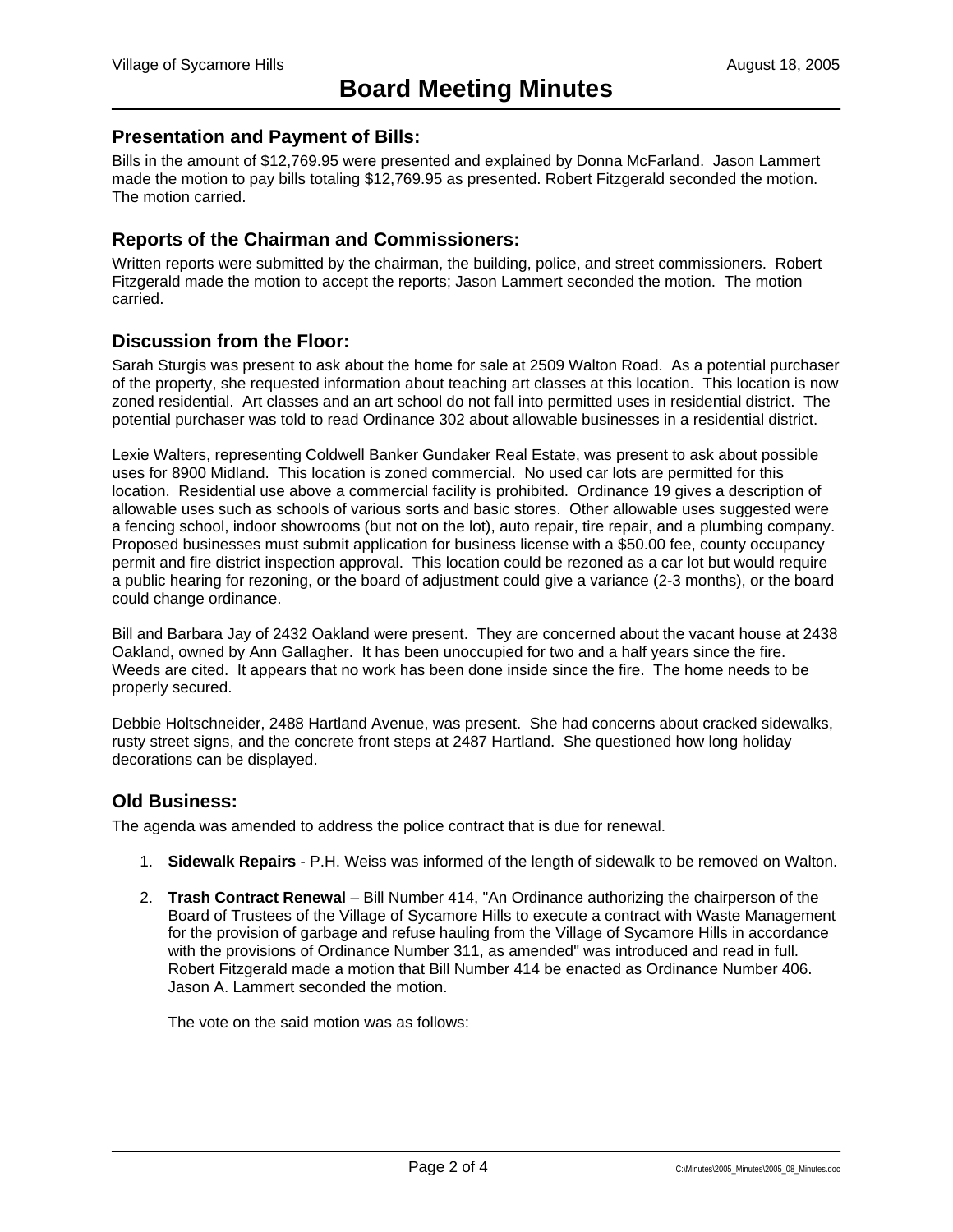## Presentation and Payment of Bills:

Bills in the amount of $12,769.95 were presented and explained by Donna McFarland. Jason Lammert made the motion to pay bills totaling $12,769.95 as presented. Robert Fitzgerald seconded the motion. The motion carried.

## Reports of the Chairman and Commissioners:

Written reports were submitted by the chairman, the building, police, and street commissioners. Robert Fitzgerald made the motion to accept the reports; Jason Lammert seconded the motion. The motion carried.

## Discussion from the Floor:

Sarah Sturgis was present to ask about the home for sale at 2509 Walton Road. As a potential purchaser of the property, she requested information about teaching art classes at this location. This location is now zoned residential. Art classes and an art school do not fall into permitted uses in residential district. The potential purchaser was told to read Ordinance 302 about allowable businesses in a residential district.

Lexie Walters, representing Coldwell Banker Gundaker Real Estate, was present to ask about possible uses for 8900 Midland. This location is zoned commercial. No used car lots are permitted for this location. Residential use above a commercial facility is prohibited. Ordinance 19 gives a description of allowable uses such as schools of various sorts and basic stores. Other allowable uses suggested were a fencing school, indoor showrooms (but not on the lot), auto repair, tire repair, and a plumbing company. Proposed businesses must submit application for business license with a $50.00 fee, county occupancy permit and fire district inspection approval. This location could be rezoned as a car lot but would require a public hearing for rezoning, or the board of adjustment could give a variance (2-3 months), or the board could change ordinance.

Bill and Barbara Jay of 2432 Oakland were present. They are concerned about the vacant house at 2438 Oakland, owned by Ann Gallagher. It has been unoccupied for two and a half years since the fire. Weeds are cited. It appears that no work has been done inside since the fire. The home needs to be properly secured.

Debbie Holtschneider, 2488 Hartland Avenue, was present. She had concerns about cracked sidewalks, rusty street signs, and the concrete front steps at 2487 Hartland. She questioned how long holiday decorations can be displayed.

## Old Business:

The agenda was amended to address the police contract that is due for renewal.

1. **Sidewalk Repairs** - P.H. Weiss was informed of the length of sidewalk to be removed on Walton.

2. **Trash Contract Renewal** – Bill Number 414, "An Ordinance authorizing the chairperson of the Board of Trustees of the Village of Sycamore Hills to execute a contract with Waste Management for the provision of garbage and refuse hauling from the Village of Sycamore Hills in accordance with the provisions of Ordinance Number 311, as amended" was introduced and read in full. Robert Fitzgerald made a motion that Bill Number 414 be enacted as Ordinance Number 406. Jason A. Lammert seconded the motion.

   The vote on the said motion was as follows: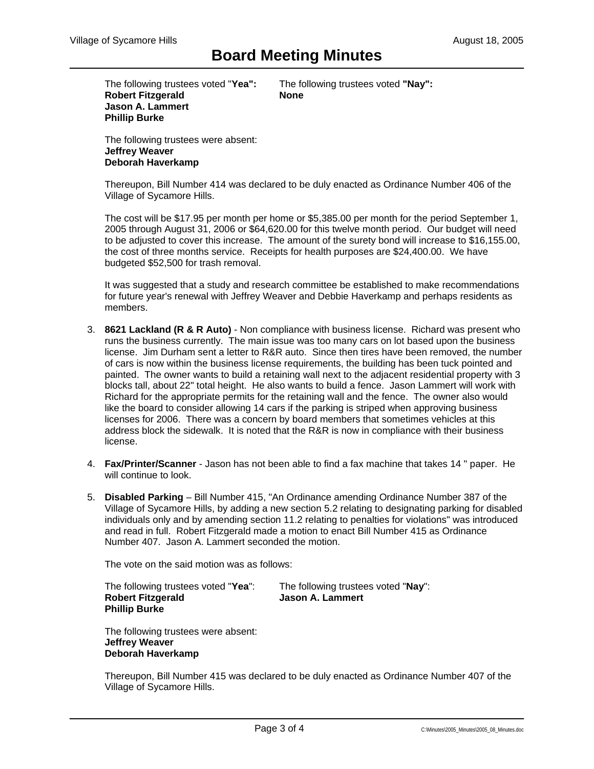The following trustees voted "**Yea":**
**Robert Fitzgerald**
**Jason A. Lammert**
**Phillip Burke**

The following trustees voted **"Nay":**
**None**

The following trustees were absent:
**Jeffrey Weaver**
**Deborah Haverkamp**

Thereupon, Bill Number 414 was declared to be duly enacted as Ordinance Number 406 of the Village of Sycamore Hills.

The cost will be $17.95 per month per home or $5,385.00 per month for the period September 1, 2005 through August 31, 2006 or $64,620.00 for this twelve month period. Our budget will need to be adjusted to cover this increase. The amount of the surety bond will increase to $16,155.00, the cost of three months service. Receipts for health purposes are $24,400.00. We have budgeted $52,500 for trash removal.

It was suggested that a study and research committee be established to make recommendations for future year's renewal with Jeffrey Weaver and Debbie Haverkamp and perhaps residents as members.

3. **8621 Lackland (R & R Auto)** - Non compliance with business license. Richard was present who runs the business currently. The main issue was too many cars on lot based upon the business license. Jim Durham sent a letter to R&R auto. Since then tires have been removed, the number of cars is now within the business license requirements, the building has been tuck pointed and painted. The owner wants to build a retaining wall next to the adjacent residential property with 3 blocks tall, about 22" total height. He also wants to build a fence. Jason Lammert will work with Richard for the appropriate permits for the retaining wall and the fence. The owner also would like the board to consider allowing 14 cars if the parking is striped when approving business licenses for 2006. There was a concern by board members that sometimes vehicles at this address block the sidewalk. It is noted that the R&R is now in compliance with their business license.

4. **Fax/Printer/Scanner** - Jason has not been able to find a fax machine that takes 14 " paper. He will continue to look.

5. **Disabled Parking** – Bill Number 415, "An Ordinance amending Ordinance Number 387 of the Village of Sycamore Hills, by adding a new section 5.2 relating to designating parking for disabled individuals only and by amending section 11.2 relating to penalties for violations" was introduced and read in full. Robert Fitzgerald made a motion to enact Bill Number 415 as Ordinance Number 407. Jason A. Lammert seconded the motion.

   The vote on the said motion was as follows:

   The following trustees voted "**Yea**":
   **Robert Fitzgerald**
   **Phillip Burke**

   The following trustees voted "**Nay**":
   **Jason A. Lammert**

   The following trustees were absent:
   **Jeffrey Weaver**
   **Deborah Haverkamp**

   Thereupon, Bill Number 415 was declared to be duly enacted as Ordinance Number 407 of the Village of Sycamore Hills.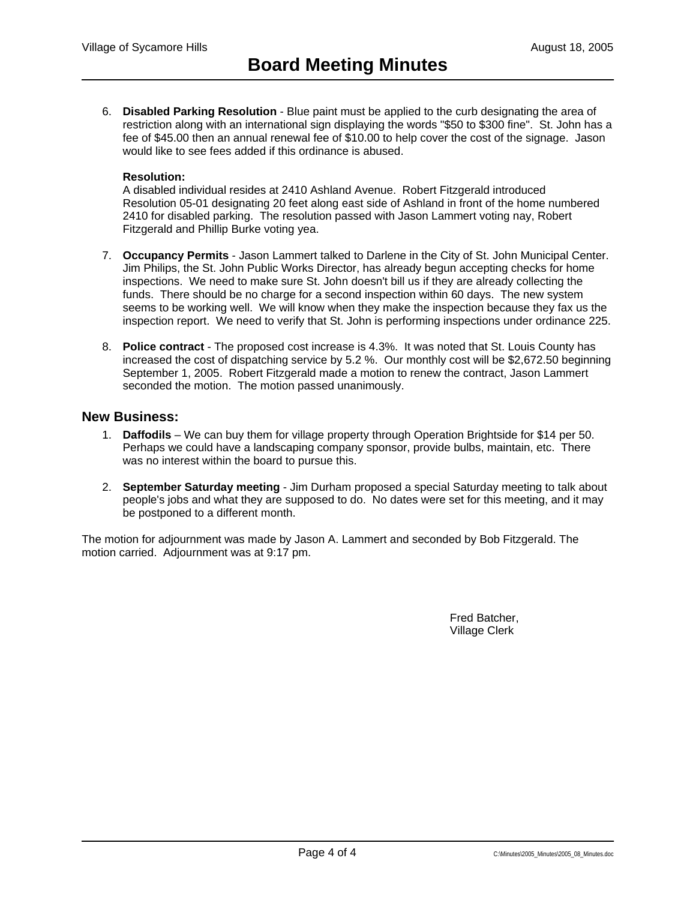6. **Disabled Parking Resolution** - Blue paint must be applied to the curb designating the area of restriction along with an international sign displaying the words "$50 to $300 fine". St. John has a fee of $45.00 then an annual renewal fee of $10.00 to help cover the cost of the signage. Jason would like to see fees added if this ordinance is abused.

   **Resolution:**
   A disabled individual resides at 2410 Ashland Avenue. Robert Fitzgerald introduced Resolution 05-01 designating 20 feet along east side of Ashland in front of the home numbered 2410 for disabled parking. The resolution passed with Jason Lammert voting nay, Robert Fitzgerald and Phillip Burke voting yea.

7. **Occupancy Permits** - Jason Lammert talked to Darlene in the City of St. John Municipal Center. Jim Philips, the St. John Public Works Director, has already begun accepting checks for home inspections. We need to make sure St. John doesn't bill us if they are already collecting the funds. There should be no charge for a second inspection within 60 days. The new system seems to be working well. We will know when they make the inspection because they fax us the inspection report. We need to verify that St. John is performing inspections under ordinance 225.

8. **Police contract** - The proposed cost increase is 4.3%. It was noted that St. Louis County has increased the cost of dispatching service by 5.2 %. Our monthly cost will be $2,672.50 beginning September 1, 2005. Robert Fitzgerald made a motion to renew the contract, Jason Lammert seconded the motion. The motion passed unanimously.

## New Business:

1. **Daffodils** – We can buy them for village property through Operation Brightside for $14 per 50. Perhaps we could have a landscaping company sponsor, provide bulbs, maintain, etc. There was no interest within the board to pursue this.

2. **September Saturday meeting** - Jim Durham proposed a special Saturday meeting to talk about people's jobs and what they are supposed to do. No dates were set for this meeting, and it may be postponed to a different month.

The motion for adjournment was made by Jason A. Lammert and seconded by Bob Fitzgerald. The motion carried. Adjournment was at 9:17 pm.

Fred Batcher,
Village Clerk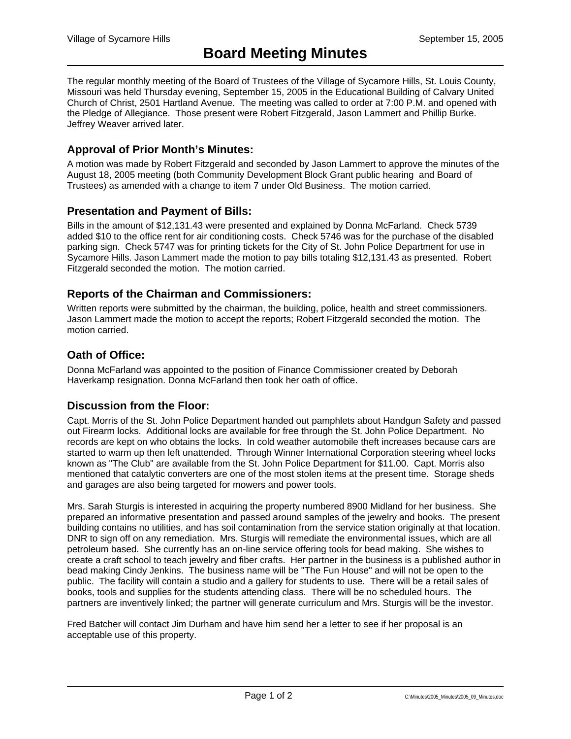Village of Sycamore Hills September 15, 2005

# Board Meeting Minutes

The regular monthly meeting of the Board of Trustees of the Village of Sycamore Hills, St. Louis County, Missouri was held Thursday evening, September 15, 2005 in the Educational Building of Calvary United Church of Christ, 2501 Hartland Avenue. The meeting was called to order at 7:00 P.M. and opened with the Pledge of Allegiance. Those present were Robert Fitzgerald, Jason Lammert and Phillip Burke. Jeffrey Weaver arrived later.

## Approval of Prior Month's Minutes:

A motion was made by Robert Fitzgerald and seconded by Jason Lammert to approve the minutes of the August 18, 2005 meeting (both Community Development Block Grant public hearing and Board of Trustees) as amended with a change to item 7 under Old Business. The motion carried.

## Presentation and Payment of Bills:

Bills in the amount of $12,131.43 were presented and explained by Donna McFarland. Check 5739 added $10 to the office rent for air conditioning costs. Check 5746 was for the purchase of the disabled parking sign. Check 5747 was for printing tickets for the City of St. John Police Department for use in Sycamore Hills. Jason Lammert made the motion to pay bills totaling $12,131.43 as presented. Robert Fitzgerald seconded the motion. The motion carried.

## Reports of the Chairman and Commissioners:

Written reports were submitted by the chairman, the building, police, health and street commissioners. Jason Lammert made the motion to accept the reports; Robert Fitzgerald seconded the motion. The motion carried.

## Oath of Office:

Donna McFarland was appointed to the position of Finance Commissioner created by Deborah Haverkamp resignation. Donna McFarland then took her oath of office.

## Discussion from the Floor:

Capt. Morris of the St. John Police Department handed out pamphlets about Handgun Safety and passed out Firearm locks. Additional locks are available for free through the St. John Police Department. No records are kept on who obtains the locks. In cold weather automobile theft increases because cars are started to warm up then left unattended. Through Winner International Corporation steering wheel locks known as "The Club" are available from the St. John Police Department for $11.00. Capt. Morris also mentioned that catalytic converters are one of the most stolen items at the present time. Storage sheds and garages are also being targeted for mowers and power tools.

Mrs. Sarah Sturgis is interested in acquiring the property numbered 8900 Midland for her business. She prepared an informative presentation and passed around samples of the jewelry and books. The present building contains no utilities, and has soil contamination from the service station originally at that location. DNR to sign off on any remediation. Mrs. Sturgis will remediate the environmental issues, which are all petroleum based. She currently has an on-line service offering tools for bead making. She wishes to create a craft school to teach jewelry and fiber crafts. Her partner in the business is a published author in bead making Cindy Jenkins. The business name will be "The Fun House" and will not be open to the public. The facility will contain a studio and a gallery for students to use. There will be a retail sales of books, tools and supplies for the students attending class. There will be no scheduled hours. The partners are inventively linked; the partner will generate curriculum and Mrs. Sturgis will be the investor.

Fred Batcher will contact Jim Durham and have him send her a letter to see if her proposal is an acceptable use of this property.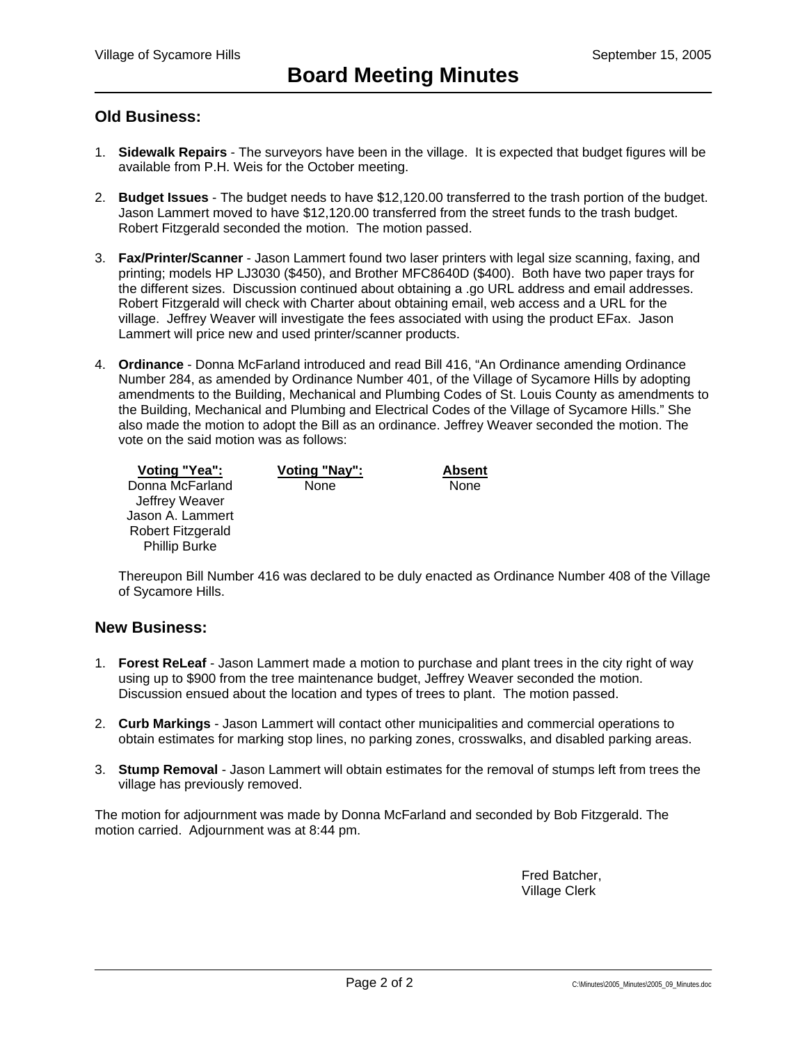## Old Business:

1. **Sidewalk Repairs** - The surveyors have been in the village. It is expected that budget figures will be available from P.H. Weis for the October meeting.

2. **Budget Issues** - The budget needs to have $12,120.00 transferred to the trash portion of the budget. Jason Lammert moved to have $12,120.00 transferred from the street funds to the trash budget. Robert Fitzgerald seconded the motion. The motion passed.

3. **Fax/Printer/Scanner** - Jason Lammert found two laser printers with legal size scanning, faxing, and printing; models HP LJ3030 ($450), and Brother MFC8640D ($400). Both have two paper trays for the different sizes. Discussion continued about obtaining a .go URL address and email addresses. Robert Fitzgerald will check with Charter about obtaining email, web access and a URL for the village. Jeffrey Weaver will investigate the fees associated with using the product EFax. Jason Lammert will price new and used printer/scanner products.

4. **Ordinance** - Donna McFarland introduced and read Bill 416, "An Ordinance amending Ordinance Number 284, as amended by Ordinance Number 401, of the Village of Sycamore Hills by adopting amendments to the Building, Mechanical and Plumbing Codes of St. Louis County as amendments to the Building, Mechanical and Plumbing and Electrical Codes of the Village of Sycamore Hills." She also made the motion to adopt the Bill as an ordinance. Jeffrey Weaver seconded the motion. The vote on the said motion was as follows:

| Voting "Yea": | Voting "Nay": | Absent |
|---|---|---|
| Donna McFarland | None | None |
| Jeffrey Weaver | | |
| Jason A. Lammert | | |
| Robert Fitzgerald | | |
| Phillip Burke | | |

Thereupon Bill Number 416 was declared to be duly enacted as Ordinance Number 408 of the Village of Sycamore Hills.

## New Business:

1. **Forest ReLeaf** - Jason Lammert made a motion to purchase and plant trees in the city right of way using up to $900 from the tree maintenance budget, Jeffrey Weaver seconded the motion. Discussion ensued about the location and types of trees to plant. The motion passed.

2. **Curb Markings** - Jason Lammert will contact other municipalities and commercial operations to obtain estimates for marking stop lines, no parking zones, crosswalks, and disabled parking areas.

3. **Stump Removal** - Jason Lammert will obtain estimates for the removal of stumps left from trees the village has previously removed.

The motion for adjournment was made by Donna McFarland and seconded by Bob Fitzgerald. The motion carried. Adjournment was at 8:44 pm.

Fred Batcher,
Village Clerk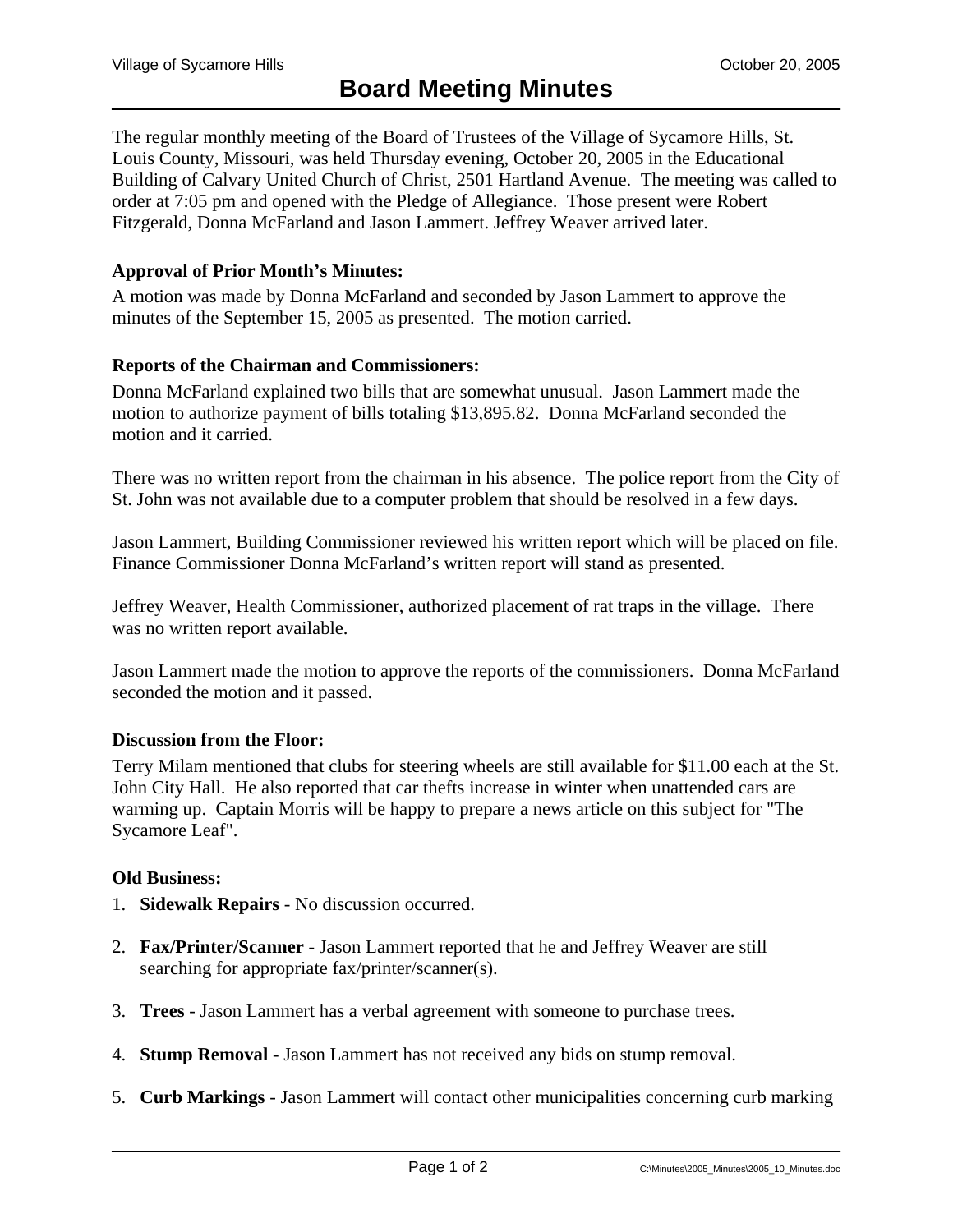Village of Sycamore Hills October 20, 2005

# Board Meeting Minutes

The regular monthly meeting of the Board of Trustees of the Village of Sycamore Hills, St. Louis County, Missouri, was held Thursday evening, October 20, 2005 in the Educational Building of Calvary United Church of Christ, 2501 Hartland Avenue. The meeting was called to order at 7:05 pm and opened with the Pledge of Allegiance. Those present were Robert Fitzgerald, Donna McFarland and Jason Lammert. Jeffrey Weaver arrived later.

### Approval of Prior Month's Minutes:

A motion was made by Donna McFarland and seconded by Jason Lammert to approve the minutes of the September 15, 2005 as presented. The motion carried.

### Reports of the Chairman and Commissioners:

Donna McFarland explained two bills that are somewhat unusual. Jason Lammert made the motion to authorize payment of bills totaling $13,895.82. Donna McFarland seconded the motion and it carried.

There was no written report from the chairman in his absence. The police report from the City of St. John was not available due to a computer problem that should be resolved in a few days.

Jason Lammert, Building Commissioner reviewed his written report which will be placed on file. Finance Commissioner Donna McFarland's written report will stand as presented.

Jeffrey Weaver, Health Commissioner, authorized placement of rat traps in the village. There was no written report available.

Jason Lammert made the motion to approve the reports of the commissioners. Donna McFarland seconded the motion and it passed.

### Discussion from the Floor:

Terry Milam mentioned that clubs for steering wheels are still available for $11.00 each at the St. John City Hall. He also reported that car thefts increase in winter when unattended cars are warming up. Captain Morris will be happy to prepare a news article on this subject for "The Sycamore Leaf".

### Old Business:

1. **Sidewalk Repairs** - No discussion occurred.

2. **Fax/Printer/Scanner** - Jason Lammert reported that he and Jeffrey Weaver are still searching for appropriate fax/printer/scanner(s).

3. **Trees** - Jason Lammert has a verbal agreement with someone to purchase trees.

4. **Stump Removal** - Jason Lammert has not received any bids on stump removal.

5. **Curb Markings** - Jason Lammert will contact other municipalities concerning curb marking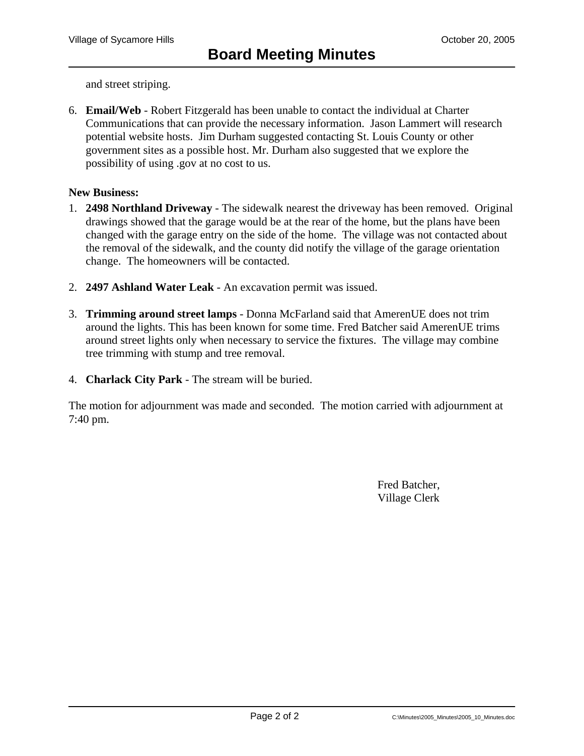and street striping.

6. **Email/Web** - Robert Fitzgerald has been unable to contact the individual at Charter Communications that can provide the necessary information. Jason Lammert will research potential website hosts. Jim Durham suggested contacting St. Louis County or other government sites as a possible host. Mr. Durham also suggested that we explore the possibility of using .gov at no cost to us.

**New Business:**

1. **2498 Northland Driveway** - The sidewalk nearest the driveway has been removed. Original drawings showed that the garage would be at the rear of the home, but the plans have been changed with the garage entry on the side of the home. The village was not contacted about the removal of the sidewalk, and the county did notify the village of the garage orientation change. The homeowners will be contacted.

2. **2497 Ashland Water Leak** - An excavation permit was issued.

3. **Trimming around street lamps** - Donna McFarland said that AmerenUE does not trim around the lights. This has been known for some time. Fred Batcher said AmerenUE trims around street lights only when necessary to service the fixtures. The village may combine tree trimming with stump and tree removal.

4. **Charlack City Park** - The stream will be buried.

The motion for adjournment was made and seconded. The motion carried with adjournment at 7:40 pm.

Fred Batcher,
Village Clerk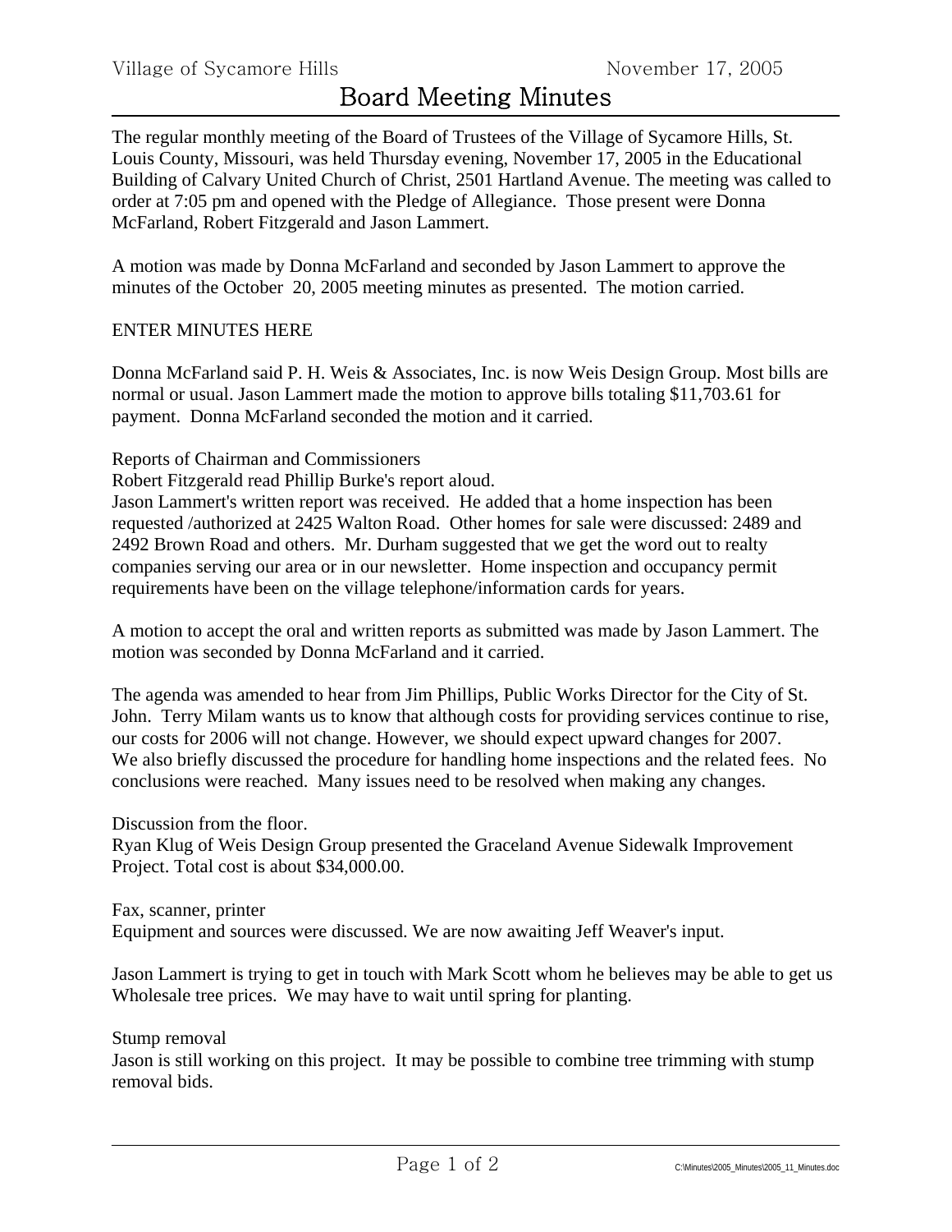Village of Sycamore Hills November 17, 2005

# Board Meeting Minutes

The regular monthly meeting of the Board of Trustees of the Village of Sycamore Hills, St. Louis County, Missouri, was held Thursday evening, November 17, 2005 in the Educational Building of Calvary United Church of Christ, 2501 Hartland Avenue. The meeting was called to order at 7:05 pm and opened with the Pledge of Allegiance. Those present were Donna McFarland, Robert Fitzgerald and Jason Lammert.

A motion was made by Donna McFarland and seconded by Jason Lammert to approve the minutes of the October 20, 2005 meeting minutes as presented. The motion carried.

ENTER MINUTES HERE

Donna McFarland said P. H. Weis & Associates, Inc. is now Weis Design Group. Most bills are normal or usual. Jason Lammert made the motion to approve bills totaling $11,703.61 for payment. Donna McFarland seconded the motion and it carried.

Reports of Chairman and Commissioners
Robert Fitzgerald read Phillip Burke's report aloud.
Jason Lammert's written report was received. He added that a home inspection has been requested /authorized at 2425 Walton Road. Other homes for sale were discussed: 2489 and 2492 Brown Road and others. Mr. Durham suggested that we get the word out to realty companies serving our area or in our newsletter. Home inspection and occupancy permit requirements have been on the village telephone/information cards for years.

A motion to accept the oral and written reports as submitted was made by Jason Lammert. The motion was seconded by Donna McFarland and it carried.

The agenda was amended to hear from Jim Phillips, Public Works Director for the City of St. John. Terry Milam wants us to know that although costs for providing services continue to rise, our costs for 2006 will not change. However, we should expect upward changes for 2007.
We also briefly discussed the procedure for handling home inspections and the related fees. No conclusions were reached. Many issues need to be resolved when making any changes.

Discussion from the floor.
Ryan Klug of Weis Design Group presented the Graceland Avenue Sidewalk Improvement Project. Total cost is about $34,000.00.

Fax, scanner, printer
Equipment and sources were discussed. We are now awaiting Jeff Weaver's input.

Jason Lammert is trying to get in touch with Mark Scott whom he believes may be able to get us Wholesale tree prices. We may have to wait until spring for planting.

Stump removal
Jason is still working on this project. It may be possible to combine tree trimming with stump removal bids.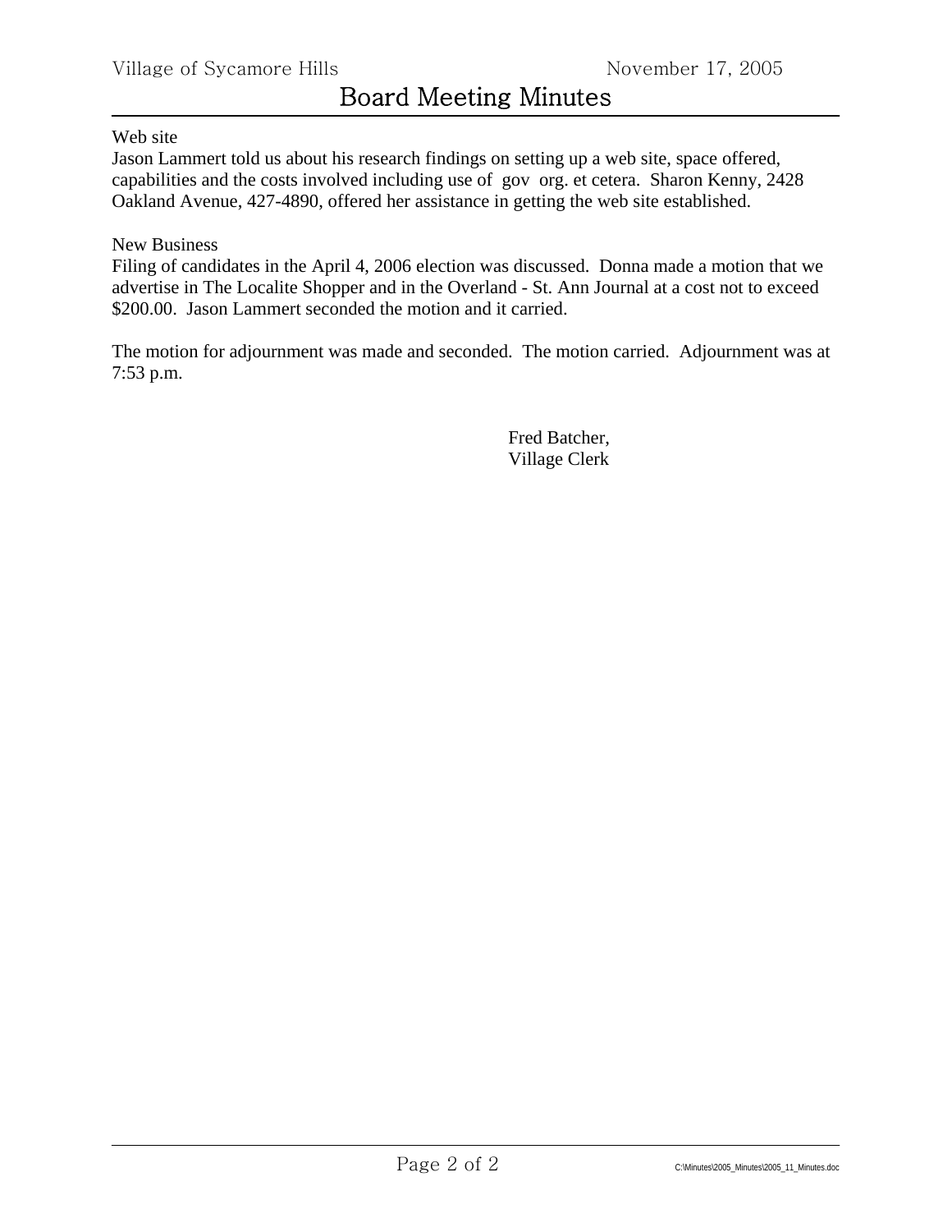Web site

Jason Lammert told us about his research findings on setting up a web site, space offered, capabilities and the costs involved including use of gov org. et cetera. Sharon Kenny, 2428 Oakland Avenue, 427-4890, offered her assistance in getting the web site established.

New Business

Filing of candidates in the April 4, 2006 election was discussed. Donna made a motion that we advertise in The Localite Shopper and in the Overland - St. Ann Journal at a cost not to exceed $200.00. Jason Lammert seconded the motion and it carried.

The motion for adjournment was made and seconded. The motion carried. Adjournment was at 7:53 p.m.

Fred Batcher,
Village Clerk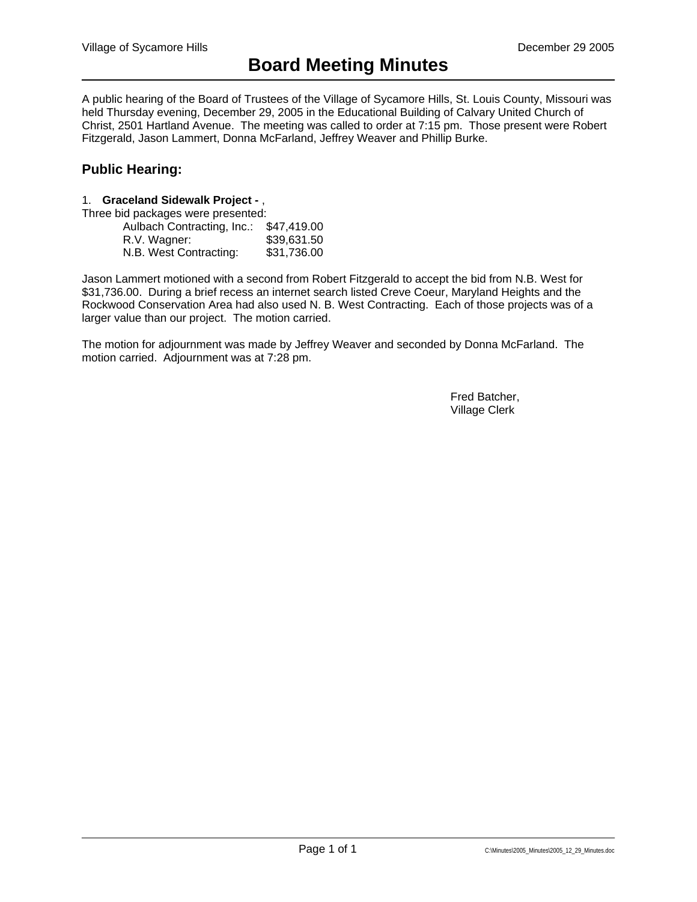Village of Sycamore Hills December 29 2005

# Board Meeting Minutes

A public hearing of the Board of Trustees of the Village of Sycamore Hills, St. Louis County, Missouri was held Thursday evening, December 29, 2005 in the Educational Building of Calvary United Church of Christ, 2501 Hartland Avenue. The meeting was called to order at 7:15 pm. Those present were Robert Fitzgerald, Jason Lammert, Donna McFarland, Jeffrey Weaver and Phillip Burke.

## Public Hearing:

1. **Graceland Sidewalk Project -** ,

Three bid packages were presented:

| | |
|---|---|
| Aulbach Contracting, Inc.: | $47,419.00 |
| R.V. Wagner: | $39,631.50 |
| N.B. West Contracting: | $31,736.00 |

Jason Lammert motioned with a second from Robert Fitzgerald to accept the bid from N.B. West for $31,736.00. During a brief recess an internet search listed Creve Coeur, Maryland Heights and the Rockwood Conservation Area had also used N. B. West Contracting. Each of those projects was of a larger value than our project. The motion carried.

The motion for adjournment was made by Jeffrey Weaver and seconded by Donna McFarland. The motion carried. Adjournment was at 7:28 pm.

Fred Batcher,
Village Clerk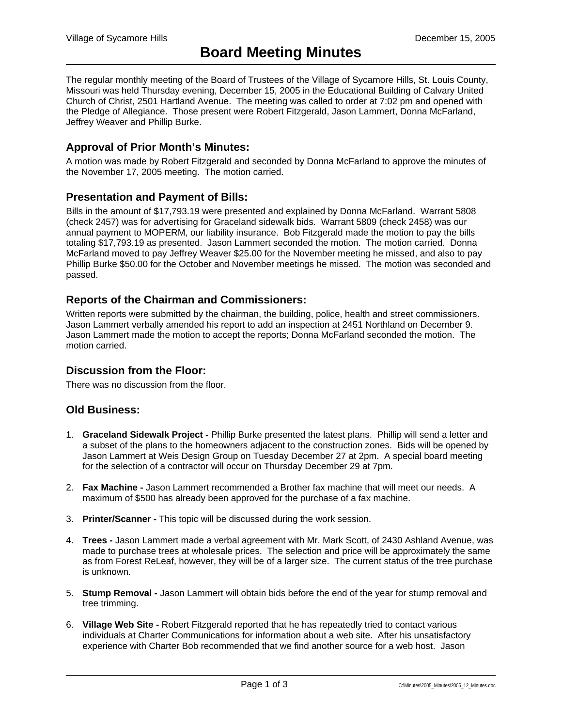Village of Sycamore Hills December 15, 2005

# Board Meeting Minutes

The regular monthly meeting of the Board of Trustees of the Village of Sycamore Hills, St. Louis County, Missouri was held Thursday evening, December 15, 2005 in the Educational Building of Calvary United Church of Christ, 2501 Hartland Avenue. The meeting was called to order at 7:02 pm and opened with the Pledge of Allegiance. Those present were Robert Fitzgerald, Jason Lammert, Donna McFarland, Jeffrey Weaver and Phillip Burke.

## Approval of Prior Month's Minutes:

A motion was made by Robert Fitzgerald and seconded by Donna McFarland to approve the minutes of the November 17, 2005 meeting. The motion carried.

## Presentation and Payment of Bills:

Bills in the amount of $17,793.19 were presented and explained by Donna McFarland. Warrant 5808 (check 2457) was for advertising for Graceland sidewalk bids. Warrant 5809 (check 2458) was our annual payment to MOPERM, our liability insurance. Bob Fitzgerald made the motion to pay the bills totaling $17,793.19 as presented. Jason Lammert seconded the motion. The motion carried. Donna McFarland moved to pay Jeffrey Weaver $25.00 for the November meeting he missed, and also to pay Phillip Burke $50.00 for the October and November meetings he missed. The motion was seconded and passed.

## Reports of the Chairman and Commissioners:

Written reports were submitted by the chairman, the building, police, health and street commissioners. Jason Lammert verbally amended his report to add an inspection at 2451 Northland on December 9. Jason Lammert made the motion to accept the reports; Donna McFarland seconded the motion. The motion carried.

## Discussion from the Floor:

There was no discussion from the floor.

## Old Business:

1. **Graceland Sidewalk Project -** Phillip Burke presented the latest plans. Phillip will send a letter and a subset of the plans to the homeowners adjacent to the construction zones. Bids will be opened by Jason Lammert at Weis Design Group on Tuesday December 27 at 2pm. A special board meeting for the selection of a contractor will occur on Thursday December 29 at 7pm.

2. **Fax Machine -** Jason Lammert recommended a Brother fax machine that will meet our needs. A maximum of $500 has already been approved for the purchase of a fax machine.

3. **Printer/Scanner -** This topic will be discussed during the work session.

4. **Trees -** Jason Lammert made a verbal agreement with Mr. Mark Scott, of 2430 Ashland Avenue, was made to purchase trees at wholesale prices. The selection and price will be approximately the same as from Forest ReLeaf, however, they will be of a larger size. The current status of the tree purchase is unknown.

5. **Stump Removal -** Jason Lammert will obtain bids before the end of the year for stump removal and tree trimming.

6. **Village Web Site -** Robert Fitzgerald reported that he has repeatedly tried to contact various individuals at Charter Communications for information about a web site. After his unsatisfactory experience with Charter Bob recommended that we find another source for a web host. Jason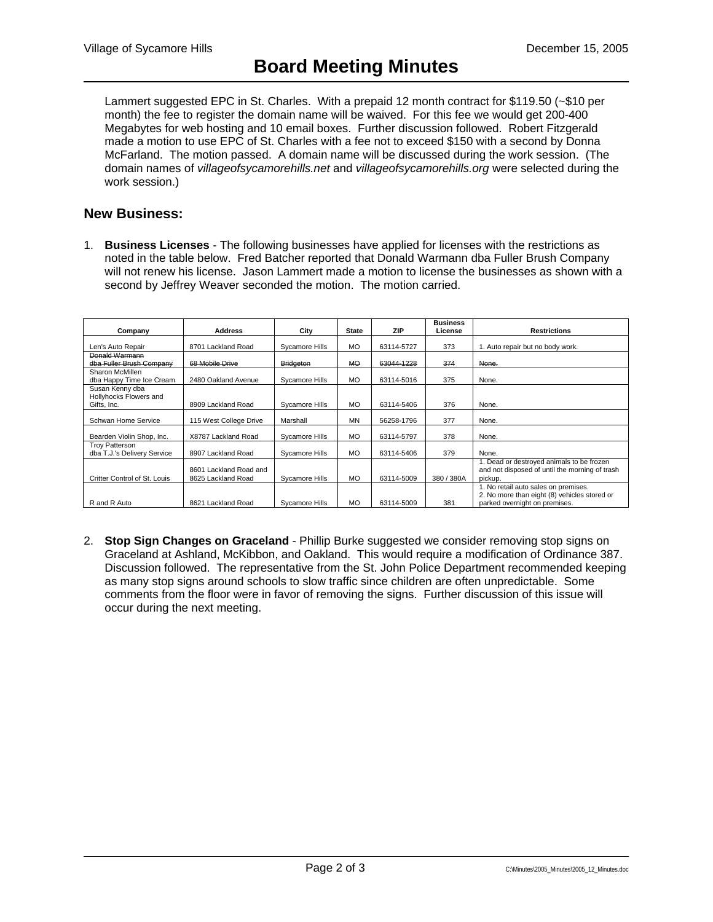Lammert suggested EPC in St. Charles. With a prepaid 12 month contract for $119.50 (~$10 per month) the fee to register the domain name will be waived. For this fee we would get 200-400 Megabytes for web hosting and 10 email boxes. Further discussion followed. Robert Fitzgerald made a motion to use EPC of St. Charles with a fee not to exceed $150 with a second by Donna McFarland. The motion passed. A domain name will be discussed during the work session. (The domain names of *villageofsycamorehills.net* and *villageofsycamorehills.org* were selected during the work session.)

## New Business:

1. **Business Licenses** - The following businesses have applied for licenses with the restrictions as noted in the table below. Fred Batcher reported that Donald Warmann dba Fuller Brush Company will not renew his license. Jason Lammert made a motion to license the businesses as shown with a second by Jeffrey Weaver seconded the motion. The motion carried.

| Company | Address | City | State | ZIP | Business License | Restrictions |
|---|---|---|---|---|---|---|
| Len's Auto Repair | 8701 Lackland Road | Sycamore Hills | MO | 63114-5727 | 373 | 1. Auto repair but no body work. |
| ~~Donald Warmann dba Fuller Brush Company~~ | ~~68 Mobile Drive~~ | ~~Bridgeton~~ | ~~MO~~ | ~~63044-1228~~ | ~~374~~ | ~~None.~~ |
| Sharon McMillen dba Happy Time Ice Cream | 2480 Oakland Avenue | Sycamore Hills | MO | 63114-5016 | 375 | None. |
| Susan Kenny dba Hollyhocks Flowers and Gifts, Inc. | 8909 Lackland Road | Sycamore Hills | MO | 63114-5406 | 376 | None. |
| Schwan Home Service | 115 West College Drive | Marshall | MN | 56258-1796 | 377 | None. |
| Bearden Violin Shop, Inc. | X8787 Lackland Road | Sycamore Hills | MO | 63114-5797 | 378 | None. |
| Troy Patterson dba T.J.'s Delivery Service | 8907 Lackland Road | Sycamore Hills | MO | 63114-5406 | 379 | None. |
| Critter Control of St. Louis | 8601 Lackland Road and 8625 Lackland Road | Sycamore Hills | MO | 63114-5009 | 380 / 380A | 1. Dead or destroyed animals to be frozen and not disposed of until the morning of trash pickup. |
| R and R Auto | 8621 Lackland Road | Sycamore Hills | MO | 63114-5009 | 381 | 1. No retail auto sales on premises. 2. No more than eight (8) vehicles stored or parked overnight on premises. |

2. **Stop Sign Changes on Graceland** - Phillip Burke suggested we consider removing stop signs on Graceland at Ashland, McKibbon, and Oakland. This would require a modification of Ordinance 387. Discussion followed. The representative from the St. John Police Department recommended keeping as many stop signs around schools to slow traffic since children are often unpredictable. Some comments from the floor were in favor of removing the signs. Further discussion of this issue will occur during the next meeting.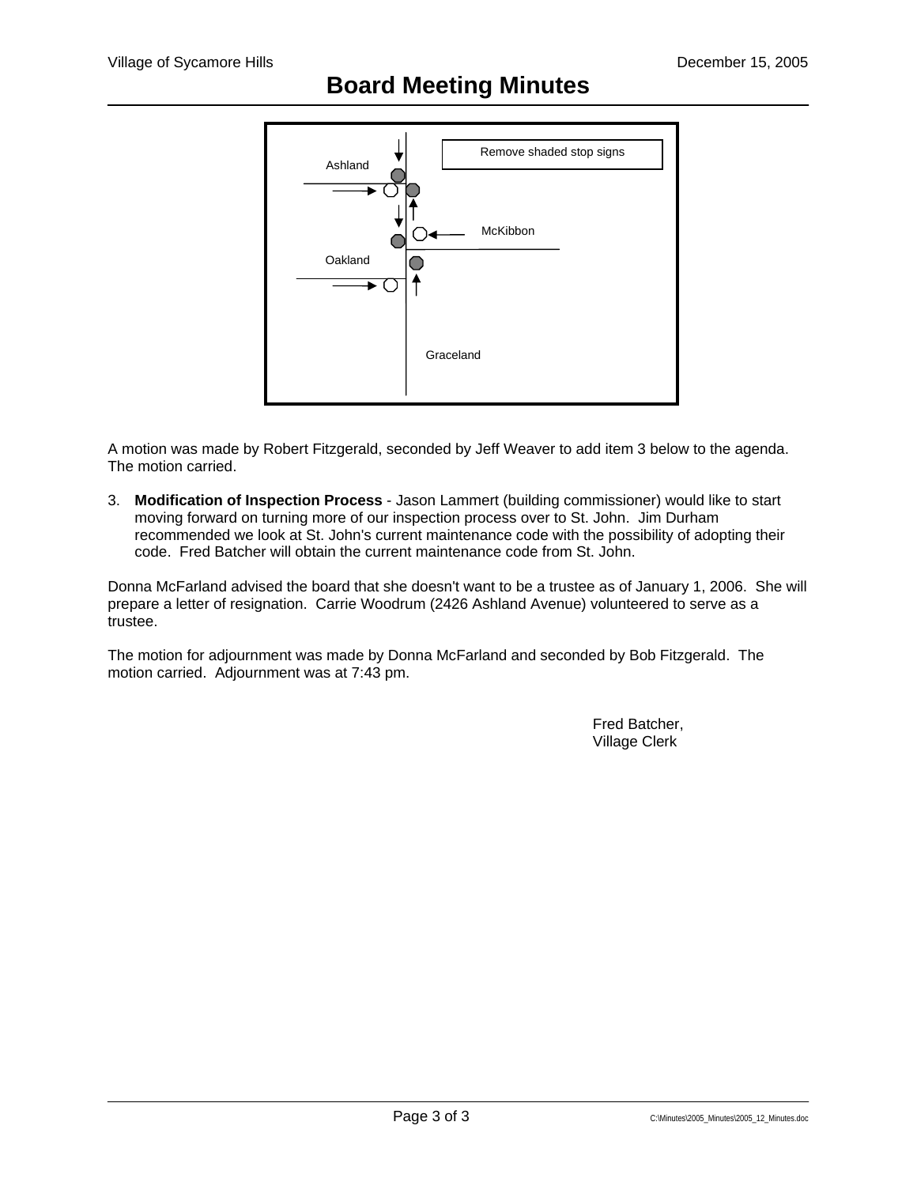Remove shaded stop signs

Ashland

McKibbon

Oakland

Graceland

A motion was made by Robert Fitzgerald, seconded by Jeff Weaver to add item 3 below to the agenda. The motion carried.

3. **Modification of Inspection Process** - Jason Lammert (building commissioner) would like to start moving forward on turning more of our inspection process over to St. John. Jim Durham recommended we look at St. John's current maintenance code with the possibility of adopting their code. Fred Batcher will obtain the current maintenance code from St. John.

Donna McFarland advised the board that she doesn't want to be a trustee as of January 1, 2006. She will prepare a letter of resignation. Carrie Woodrum (2426 Ashland Avenue) volunteered to serve as a trustee.

The motion for adjournment was made by Donna McFarland and seconded by Bob Fitzgerald. The motion carried. Adjournment was at 7:43 pm.

Fred Batcher,
Village Clerk